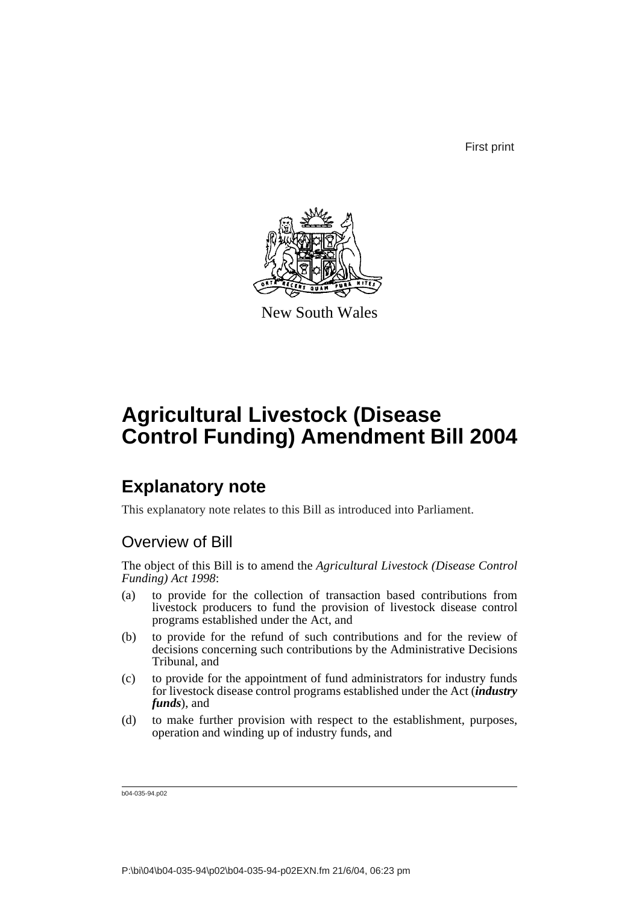First print

New South Wales

# Agricultural Livestock (Disease Control Funding) Amendment Bill 2004

## Explanatory note

This explanatory note relates to this Bill as introduced into Parliament.

### Overview of Bill

The object of this Bill is to amend the *Agricultural Livestock (Disease Control Funding) Act 1998*:

(a) to provide for the collection of transaction based contributions from livestock producers to fund the provision of livestock disease control programs established under the Act, and

(b) to provide for the refund of such contributions and for the review of decisions concerning such contributions by the Administrative Decisions Tribunal, and

(c) to provide for the appointment of fund administrators for industry funds for livestock disease control programs established under the Act (***industry funds***), and

(d) to make further provision with respect to the establishment, purposes, operation and winding up of industry funds, and

b04-035-94.p02

P:\bi\04\b04-035-94\p02\b04-035-94-p02EXN.fm 21/6/04, 06:23 pm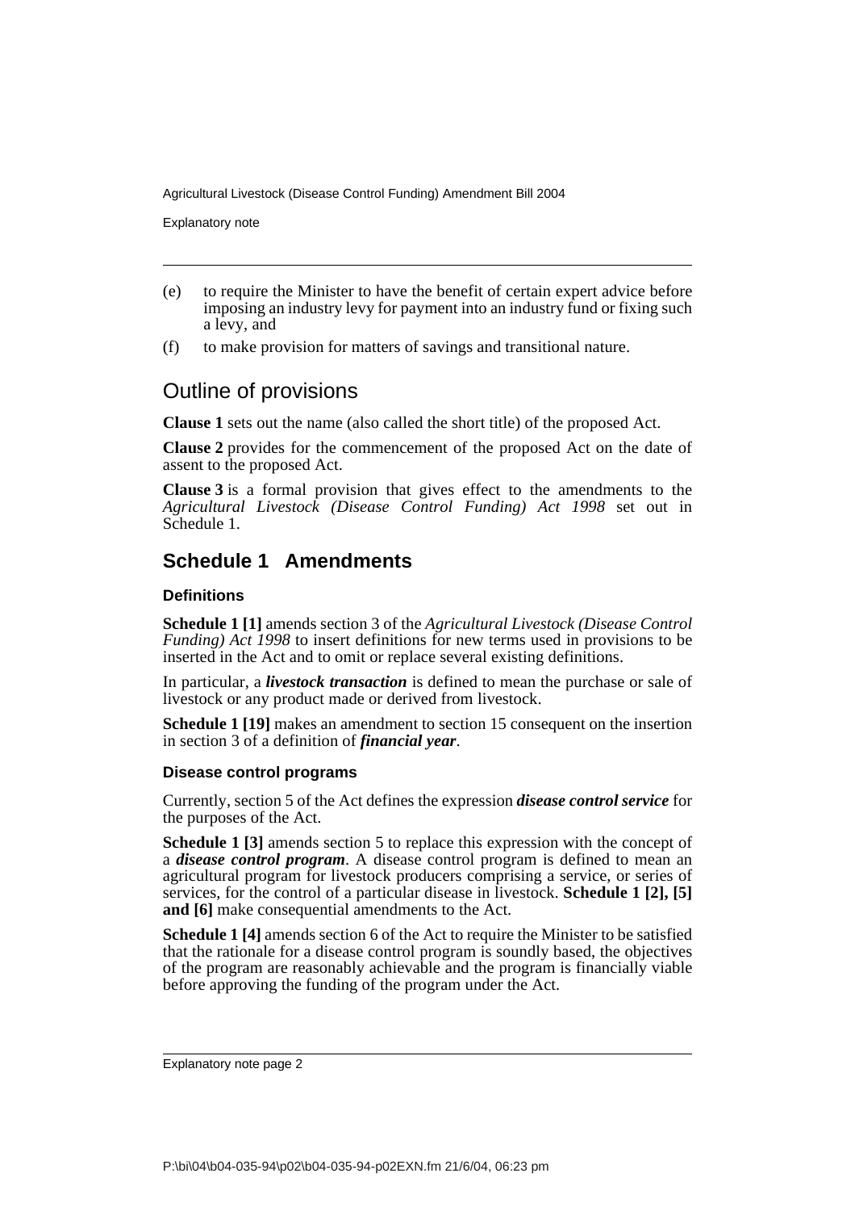(e) to require the Minister to have the benefit of certain expert advice before imposing an industry levy for payment into an industry fund or fixing such a levy, and

(f) to make provision for matters of savings and transitional nature.

## Outline of provisions

**Clause 1** sets out the name (also called the short title) of the proposed Act.

**Clause 2** provides for the commencement of the proposed Act on the date of assent to the proposed Act.

**Clause 3** is a formal provision that gives effect to the amendments to the *Agricultural Livestock (Disease Control Funding) Act 1998* set out in Schedule 1.

## Schedule 1 Amendments

### Definitions

**Schedule 1 [1]** amends section 3 of the *Agricultural Livestock (Disease Control Funding) Act 1998* to insert definitions for new terms used in provisions to be inserted in the Act and to omit or replace several existing definitions.

In particular, a ***livestock transaction*** is defined to mean the purchase or sale of livestock or any product made or derived from livestock.

**Schedule 1 [19]** makes an amendment to section 15 consequent on the insertion in section 3 of a definition of ***financial year***.

### Disease control programs

Currently, section 5 of the Act defines the expression ***disease control service*** for the purposes of the Act.

**Schedule 1 [3]** amends section 5 to replace this expression with the concept of a ***disease control program***. A disease control program is defined to mean an agricultural program for livestock producers comprising a service, or series of services, for the control of a particular disease in livestock. **Schedule 1 [2], [5] and [6]** make consequential amendments to the Act.

**Schedule 1 [4]** amends section 6 of the Act to require the Minister to be satisfied that the rationale for a disease control program is soundly based, the objectives of the program are reasonably achievable and the program is financially viable before approving the funding of the program under the Act.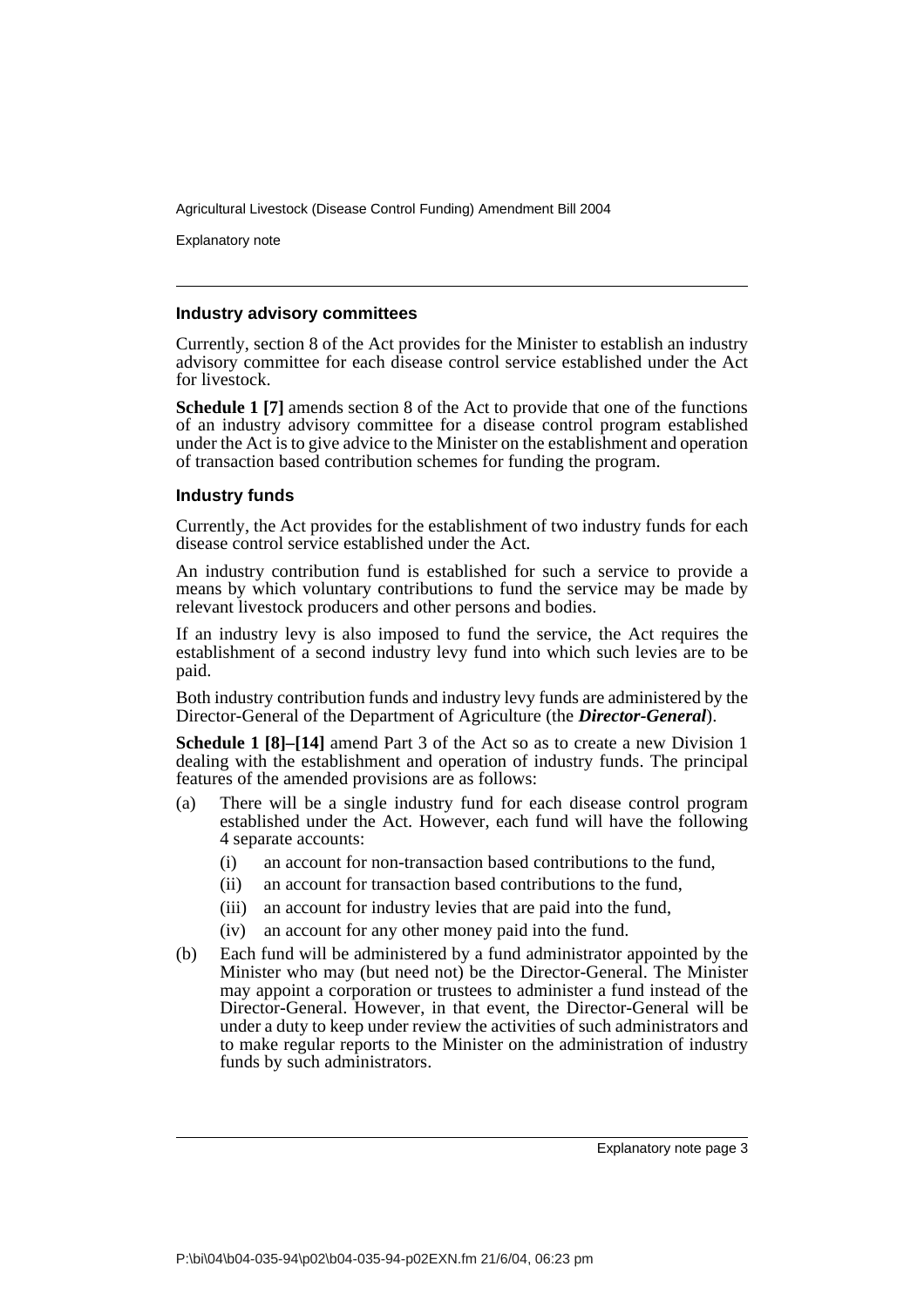### Industry advisory committees

Currently, section 8 of the Act provides for the Minister to establish an industry advisory committee for each disease control service established under the Act for livestock.

**Schedule 1 [7]** amends section 8 of the Act to provide that one of the functions of an industry advisory committee for a disease control program established under the Act is to give advice to the Minister on the establishment and operation of transaction based contribution schemes for funding the program.

### Industry funds

Currently, the Act provides for the establishment of two industry funds for each disease control service established under the Act.

An industry contribution fund is established for such a service to provide a means by which voluntary contributions to fund the service may be made by relevant livestock producers and other persons and bodies.

If an industry levy is also imposed to fund the service, the Act requires the establishment of a second industry levy fund into which such levies are to be paid.

Both industry contribution funds and industry levy funds are administered by the Director-General of the Department of Agriculture (the ***Director-General***).

**Schedule 1 [8]–[14]** amend Part 3 of the Act so as to create a new Division 1 dealing with the establishment and operation of industry funds. The principal features of the amended provisions are as follows:

(a) There will be a single industry fund for each disease control program established under the Act. However, each fund will have the following 4 separate accounts:
   (i) an account for non-transaction based contributions to the fund,
   (ii) an account for transaction based contributions to the fund,
   (iii) an account for industry levies that are paid into the fund,
   (iv) an account for any other money paid into the fund.

(b) Each fund will be administered by a fund administrator appointed by the Minister who may (but need not) be the Director-General. The Minister may appoint a corporation or trustees to administer a fund instead of the Director-General. However, in that event, the Director-General will be under a duty to keep under review the activities of such administrators and to make regular reports to the Minister on the administration of industry funds by such administrators.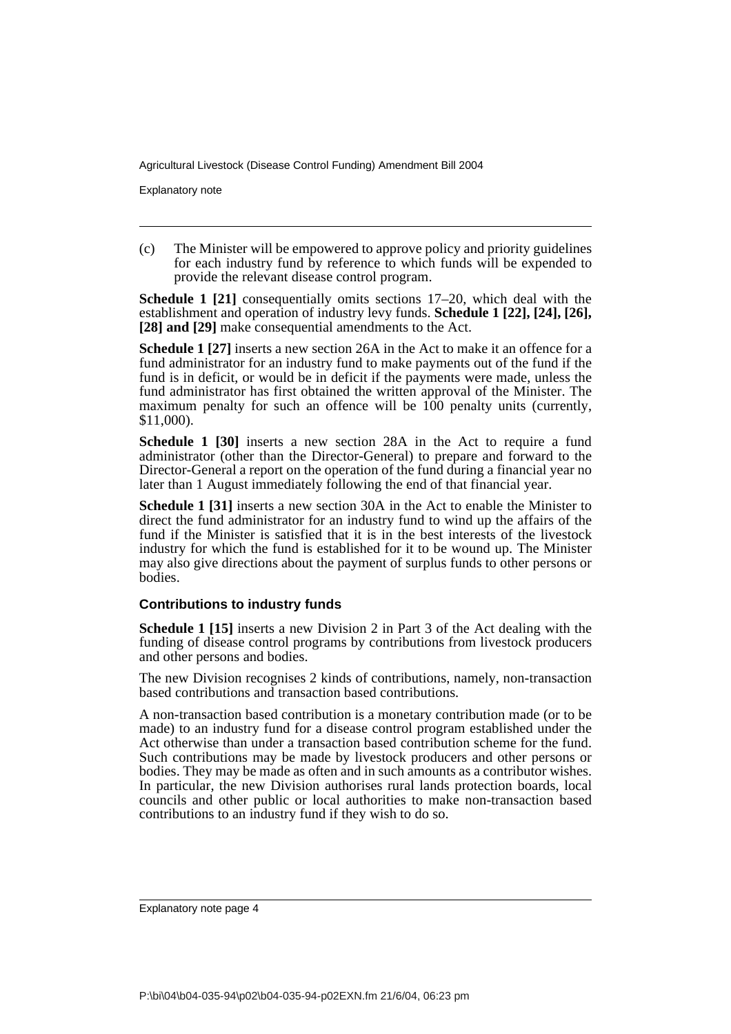(c) The Minister will be empowered to approve policy and priority guidelines for each industry fund by reference to which funds will be expended to provide the relevant disease control program.

**Schedule 1 [21]** consequentially omits sections 17–20, which deal with the establishment and operation of industry levy funds. **Schedule 1 [22], [24], [26], [28] and [29]** make consequential amendments to the Act.

**Schedule 1 [27]** inserts a new section 26A in the Act to make it an offence for a fund administrator for an industry fund to make payments out of the fund if the fund is in deficit, or would be in deficit if the payments were made, unless the fund administrator has first obtained the written approval of the Minister. The maximum penalty for such an offence will be 100 penalty units (currently, $11,000).

**Schedule 1 [30]** inserts a new section 28A in the Act to require a fund administrator (other than the Director-General) to prepare and forward to the Director-General a report on the operation of the fund during a financial year no later than 1 August immediately following the end of that financial year.

**Schedule 1 [31]** inserts a new section 30A in the Act to enable the Minister to direct the fund administrator for an industry fund to wind up the affairs of the fund if the Minister is satisfied that it is in the best interests of the livestock industry for which the fund is established for it to be wound up. The Minister may also give directions about the payment of surplus funds to other persons or bodies.

### Contributions to industry funds

**Schedule 1 [15]** inserts a new Division 2 in Part 3 of the Act dealing with the funding of disease control programs by contributions from livestock producers and other persons and bodies.

The new Division recognises 2 kinds of contributions, namely, non-transaction based contributions and transaction based contributions.

A non-transaction based contribution is a monetary contribution made (or to be made) to an industry fund for a disease control program established under the Act otherwise than under a transaction based contribution scheme for the fund. Such contributions may be made by livestock producers and other persons or bodies. They may be made as often and in such amounts as a contributor wishes. In particular, the new Division authorises rural lands protection boards, local councils and other public or local authorities to make non-transaction based contributions to an industry fund if they wish to do so.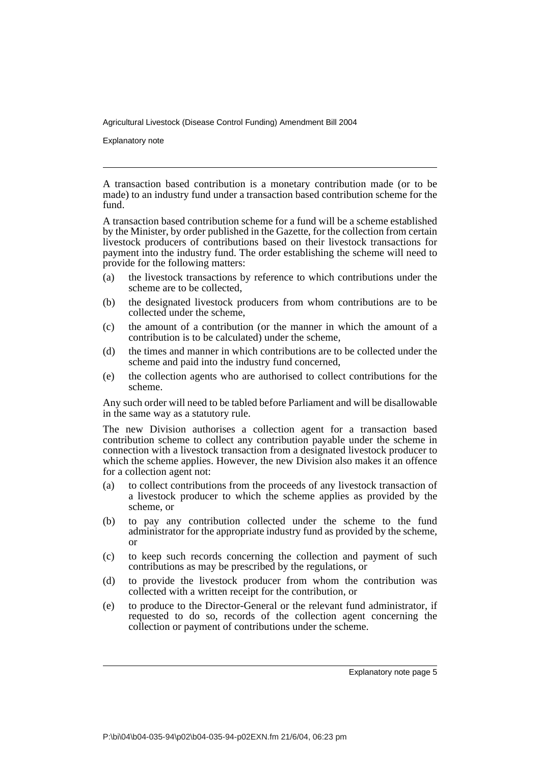A transaction based contribution is a monetary contribution made (or to be made) to an industry fund under a transaction based contribution scheme for the fund.

A transaction based contribution scheme for a fund will be a scheme established by the Minister, by order published in the Gazette, for the collection from certain livestock producers of contributions based on their livestock transactions for payment into the industry fund. The order establishing the scheme will need to provide for the following matters:

(a) the livestock transactions by reference to which contributions under the scheme are to be collected,

(b) the designated livestock producers from whom contributions are to be collected under the scheme,

(c) the amount of a contribution (or the manner in which the amount of a contribution is to be calculated) under the scheme,

(d) the times and manner in which contributions are to be collected under the scheme and paid into the industry fund concerned,

(e) the collection agents who are authorised to collect contributions for the scheme.

Any such order will need to be tabled before Parliament and will be disallowable in the same way as a statutory rule.

The new Division authorises a collection agent for a transaction based contribution scheme to collect any contribution payable under the scheme in connection with a livestock transaction from a designated livestock producer to which the scheme applies. However, the new Division also makes it an offence for a collection agent not:

(a) to collect contributions from the proceeds of any livestock transaction of a livestock producer to which the scheme applies as provided by the scheme, or

(b) to pay any contribution collected under the scheme to the fund administrator for the appropriate industry fund as provided by the scheme, or

(c) to keep such records concerning the collection and payment of such contributions as may be prescribed by the regulations, or

(d) to provide the livestock producer from whom the contribution was collected with a written receipt for the contribution, or

(e) to produce to the Director-General or the relevant fund administrator, if requested to do so, records of the collection agent concerning the collection or payment of contributions under the scheme.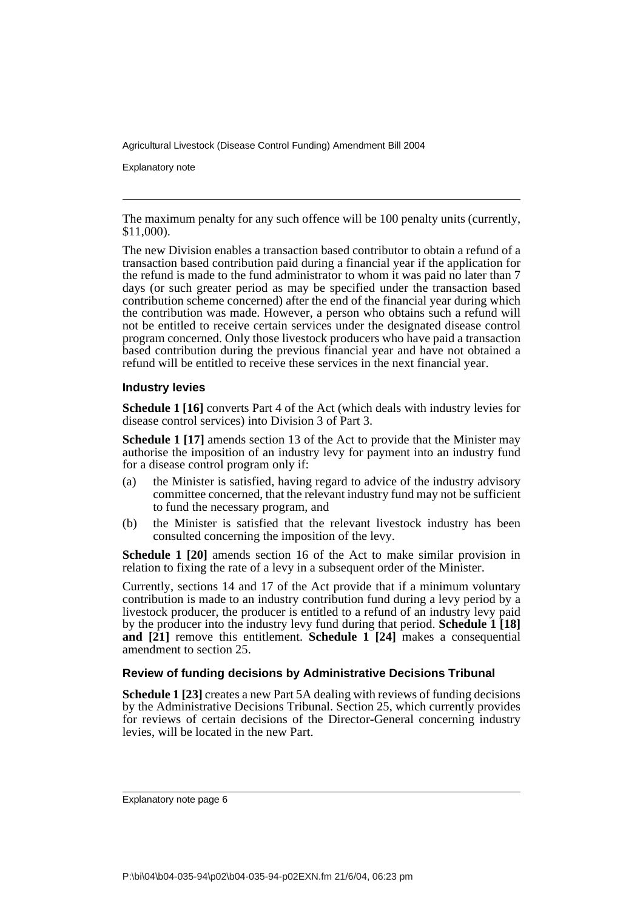The maximum penalty for any such offence will be 100 penalty units (currently, $11,000).

The new Division enables a transaction based contributor to obtain a refund of a transaction based contribution paid during a financial year if the application for the refund is made to the fund administrator to whom it was paid no later than 7 days (or such greater period as may be specified under the transaction based contribution scheme concerned) after the end of the financial year during which the contribution was made. However, a person who obtains such a refund will not be entitled to receive certain services under the designated disease control program concerned. Only those livestock producers who have paid a transaction based contribution during the previous financial year and have not obtained a refund will be entitled to receive these services in the next financial year.

### Industry levies

**Schedule 1 [16]** converts Part 4 of the Act (which deals with industry levies for disease control services) into Division 3 of Part 3.

**Schedule 1 [17]** amends section 13 of the Act to provide that the Minister may authorise the imposition of an industry levy for payment into an industry fund for a disease control program only if:

(a) the Minister is satisfied, having regard to advice of the industry advisory committee concerned, that the relevant industry fund may not be sufficient to fund the necessary program, and

(b) the Minister is satisfied that the relevant livestock industry has been consulted concerning the imposition of the levy.

**Schedule 1 [20]** amends section 16 of the Act to make similar provision in relation to fixing the rate of a levy in a subsequent order of the Minister.

Currently, sections 14 and 17 of the Act provide that if a minimum voluntary contribution is made to an industry contribution fund during a levy period by a livestock producer, the producer is entitled to a refund of an industry levy paid by the producer into the industry levy fund during that period. **Schedule 1 [18] and [21]** remove this entitlement. **Schedule 1 [24]** makes a consequential amendment to section 25.

### Review of funding decisions by Administrative Decisions Tribunal

**Schedule 1 [23]** creates a new Part 5A dealing with reviews of funding decisions by the Administrative Decisions Tribunal. Section 25, which currently provides for reviews of certain decisions of the Director-General concerning industry levies, will be located in the new Part.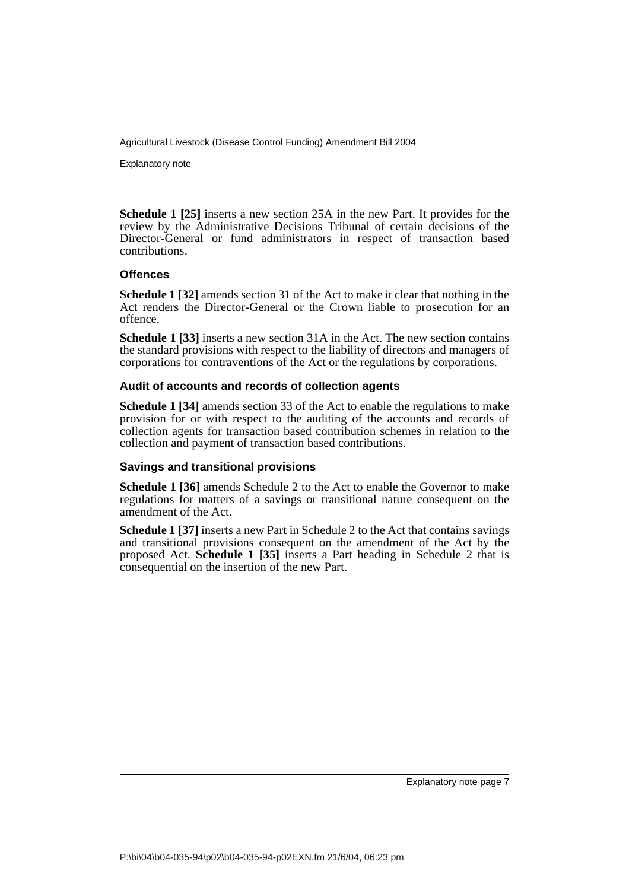**Schedule 1 [25]** inserts a new section 25A in the new Part. It provides for the review by the Administrative Decisions Tribunal of certain decisions of the Director-General or fund administrators in respect of transaction based contributions.

### Offences

**Schedule 1 [32]** amends section 31 of the Act to make it clear that nothing in the Act renders the Director-General or the Crown liable to prosecution for an offence.

**Schedule 1 [33]** inserts a new section 31A in the Act. The new section contains the standard provisions with respect to the liability of directors and managers of corporations for contraventions of the Act or the regulations by corporations.

### Audit of accounts and records of collection agents

**Schedule 1 [34]** amends section 33 of the Act to enable the regulations to make provision for or with respect to the auditing of the accounts and records of collection agents for transaction based contribution schemes in relation to the collection and payment of transaction based contributions.

### Savings and transitional provisions

**Schedule 1 [36]** amends Schedule 2 to the Act to enable the Governor to make regulations for matters of a savings or transitional nature consequent on the amendment of the Act.

**Schedule 1 [37]** inserts a new Part in Schedule 2 to the Act that contains savings and transitional provisions consequent on the amendment of the Act by the proposed Act. **Schedule 1 [35]** inserts a Part heading in Schedule 2 that is consequential on the insertion of the new Part.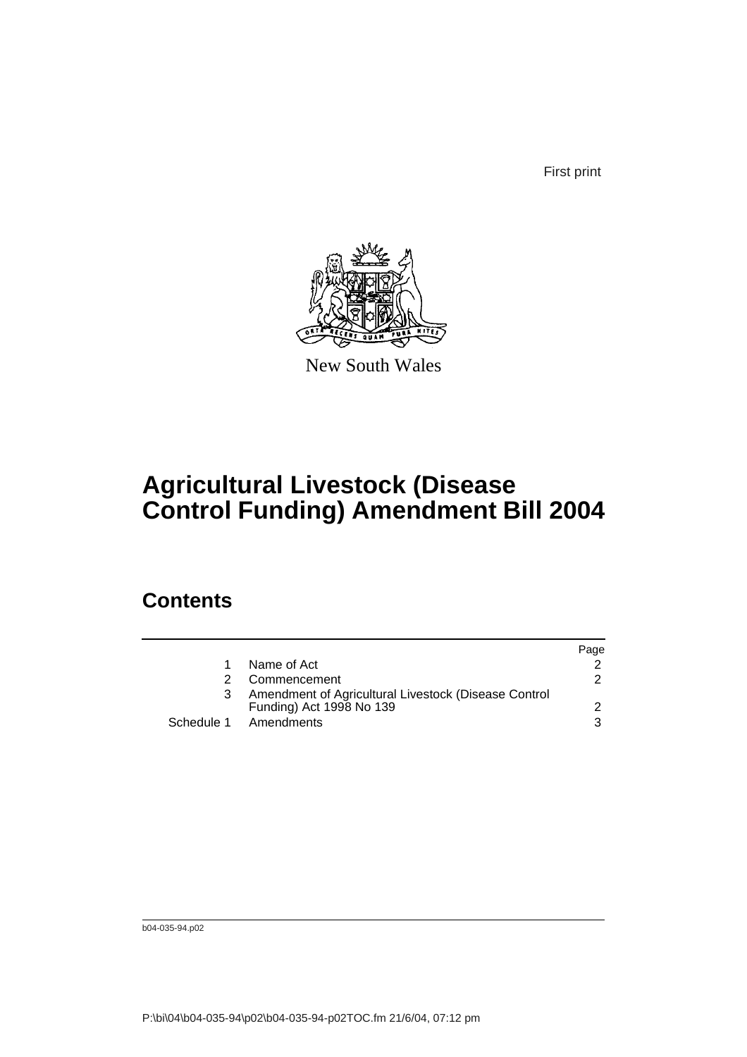First print

New South Wales

# Agricultural Livestock (Disease Control Funding) Amendment Bill 2004

## Contents

| | | Page |
|---|---|---|
| 1 | Name of Act | 2 |
| 2 | Commencement | 2 |
| 3 | Amendment of Agricultural Livestock (Disease Control Funding) Act 1998 No 139 | 2 |
| Schedule 1 | Amendments | 3 |

b04-035-94.p02

P:\bi\04\b04-035-94\p02\b04-035-94-p02TOC.fm 21/6/04, 07:12 pm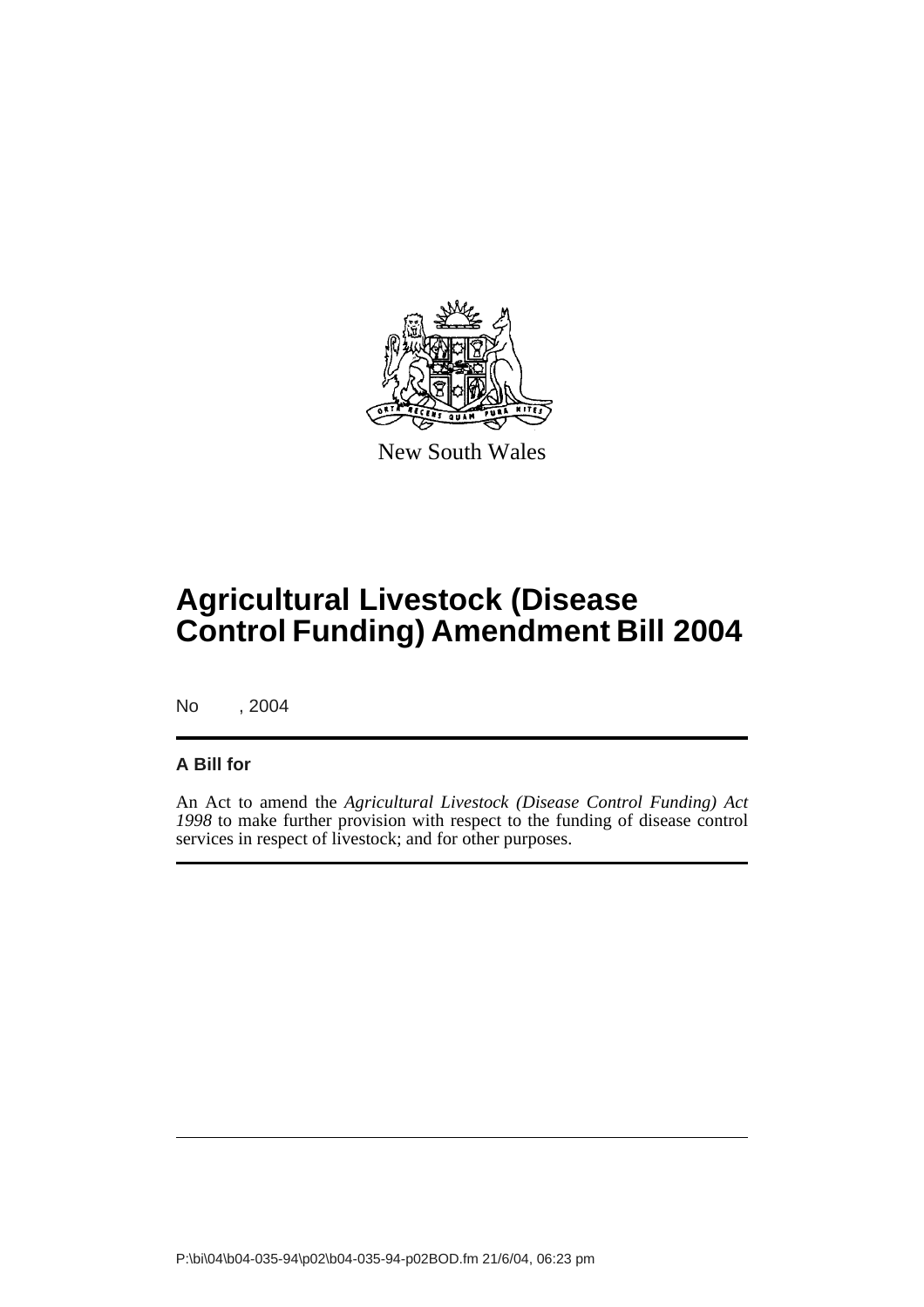New South Wales

# Agricultural Livestock (Disease Control Funding) Amendment Bill 2004

No , 2004

## A Bill for

An Act to amend the *Agricultural Livestock (Disease Control Funding) Act 1998* to make further provision with respect to the funding of disease control services in respect of livestock; and for other purposes.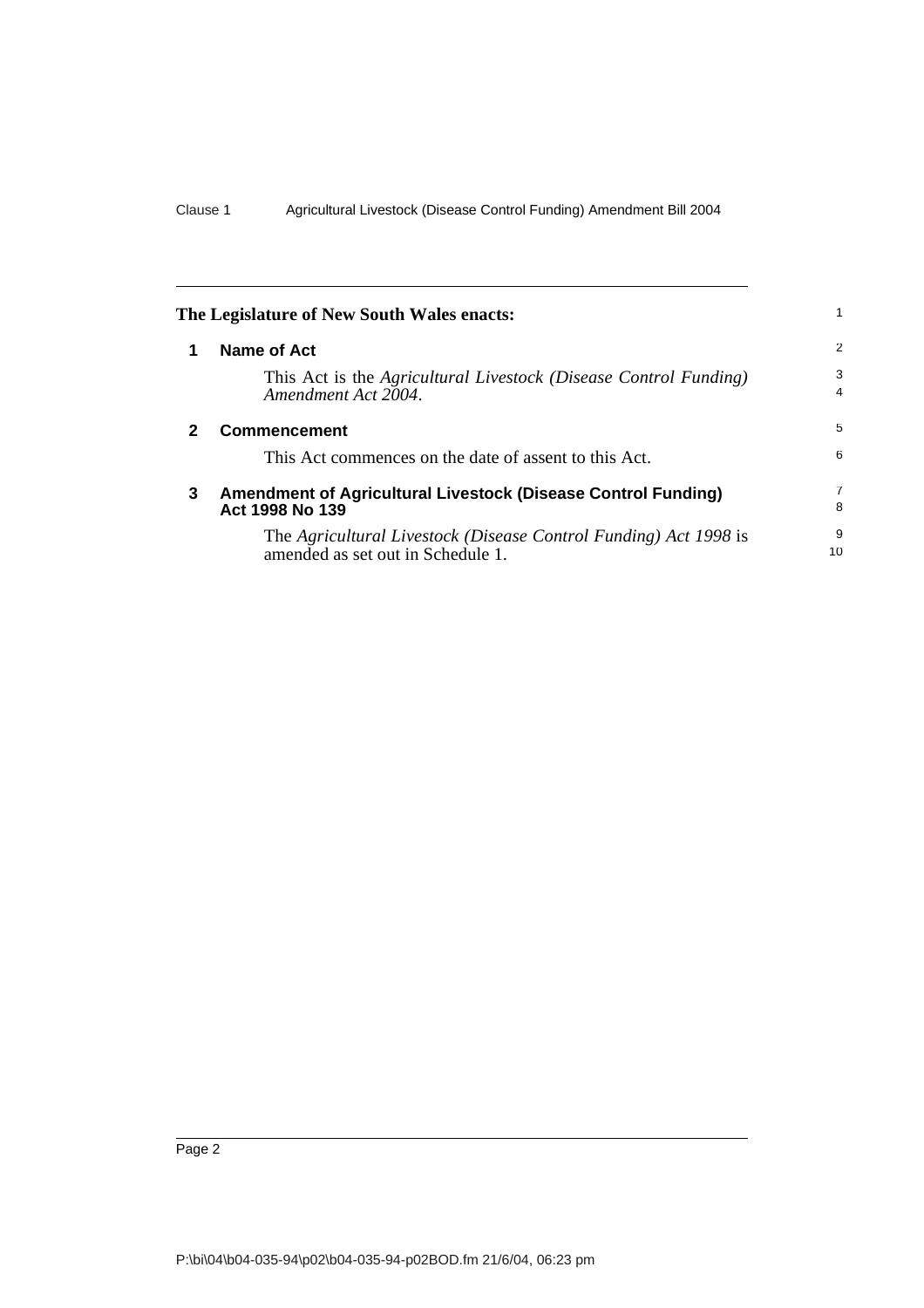**The Legislature of New South Wales enacts:**

## 1 Name of Act

This Act is the *Agricultural Livestock (Disease Control Funding) Amendment Act 2004*.

## 2 Commencement

This Act commences on the date of assent to this Act.

## 3 Amendment of Agricultural Livestock (Disease Control Funding) Act 1998 No 139

The *Agricultural Livestock (Disease Control Funding) Act 1998* is amended as set out in Schedule 1.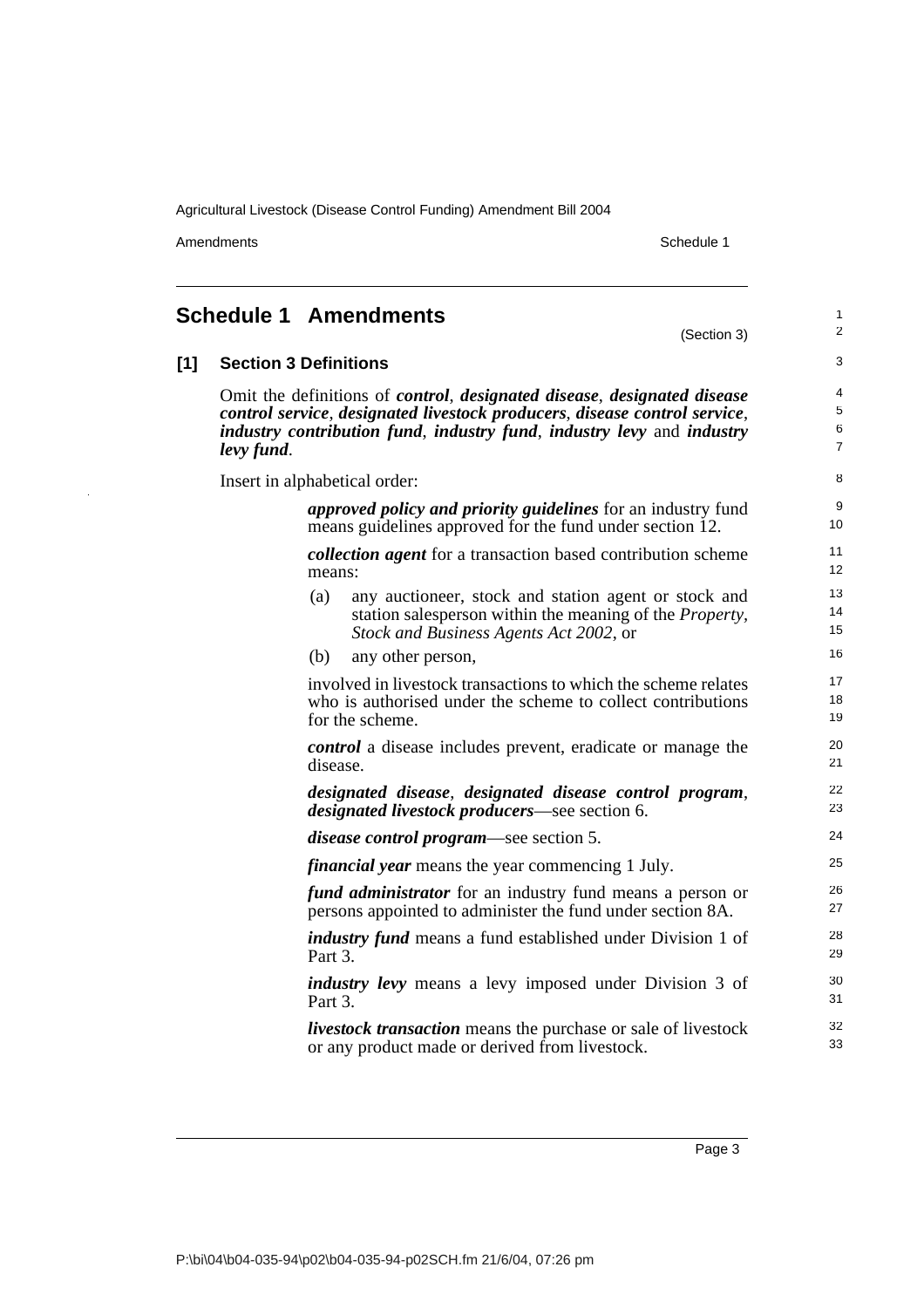## Schedule 1 Amendments

(Section 3)

### [1] Section 3 Definitions

Omit the definitions of ***control***, ***designated disease***, ***designated disease control service***, ***designated livestock producers***, ***disease control service***, ***industry contribution fund***, ***industry fund***, ***industry levy*** and ***industry levy fund***.

Insert in alphabetical order:

> ***approved policy and priority guidelines*** for an industry fund means guidelines approved for the fund under section 12.
>
> ***collection agent*** for a transaction based contribution scheme means:
>
> (a) any auctioneer, stock and station agent or stock and station salesperson within the meaning of the *Property, Stock and Business Agents Act 2002*, or
>
> (b) any other person,
>
> involved in livestock transactions to which the scheme relates who is authorised under the scheme to collect contributions for the scheme.
>
> ***control*** a disease includes prevent, eradicate or manage the disease.
>
> ***designated disease***, ***designated disease control program***, ***designated livestock producers***—see section 6.
>
> ***disease control program***—see section 5.
>
> ***financial year*** means the year commencing 1 July.
>
> ***fund administrator*** for an industry fund means a person or persons appointed to administer the fund under section 8A.
>
> ***industry fund*** means a fund established under Division 1 of Part 3.
>
> ***industry levy*** means a levy imposed under Division 3 of Part 3.
>
> ***livestock transaction*** means the purchase or sale of livestock or any product made or derived from livestock.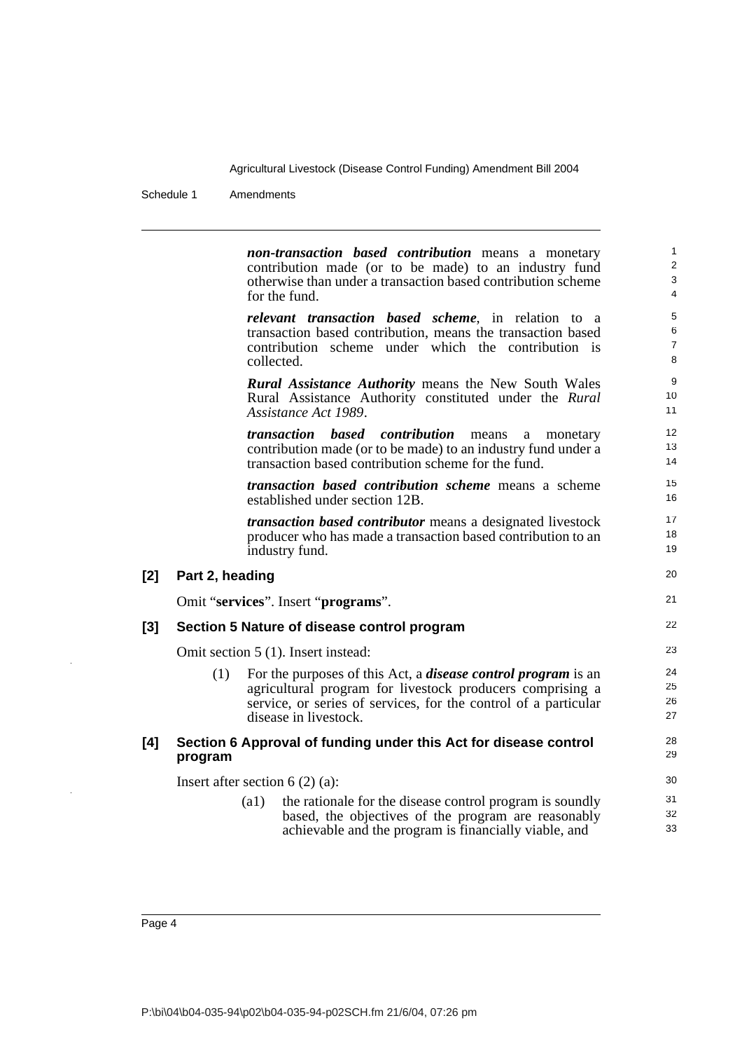***non-transaction based contribution*** means a monetary contribution made (or to be made) to an industry fund otherwise than under a transaction based contribution scheme for the fund.

***relevant transaction based scheme***, in relation to a transaction based contribution, means the transaction based contribution scheme under which the contribution is collected.

***Rural Assistance Authority*** means the New South Wales Rural Assistance Authority constituted under the *Rural Assistance Act 1989*.

***transaction based contribution*** means a monetary contribution made (or to be made) to an industry fund under a transaction based contribution scheme for the fund.

***transaction based contribution scheme*** means a scheme established under section 12B.

***transaction based contributor*** means a designated livestock producer who has made a transaction based contribution to an industry fund.

### [2] Part 2, heading

Omit "**services**". Insert "**programs**".

### [3] Section 5 Nature of disease control program

Omit section 5 (1). Insert instead:

(1) For the purposes of this Act, a ***disease control program*** is an agricultural program for livestock producers comprising a service, or series of services, for the control of a particular disease in livestock.

### [4] Section 6 Approval of funding under this Act for disease control program

Insert after section 6 (2) (a):

(a1) the rationale for the disease control program is soundly based, the objectives of the program are reasonably achievable and the program is financially viable, and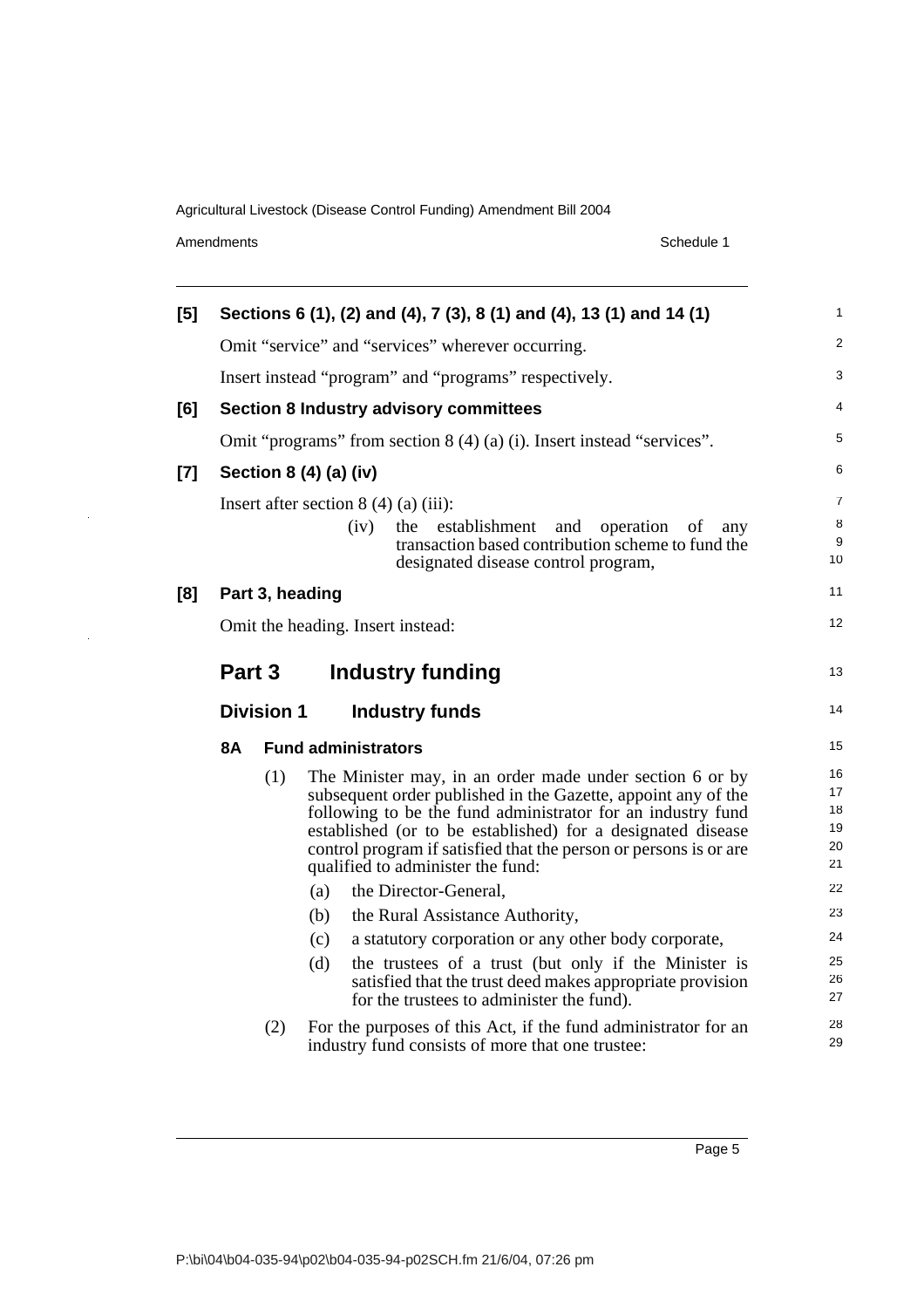**[5] Sections 6 (1), (2) and (4), 7 (3), 8 (1) and (4), 13 (1) and 14 (1)**

Omit "service" and "services" wherever occurring.

Insert instead "program" and "programs" respectively.

**[6] Section 8 Industry advisory committees**

Omit "programs" from section 8 (4) (a) (i). Insert instead "services".

**[7] Section 8 (4) (a) (iv)**

Insert after section 8 (4) (a) (iii):

(iv) the establishment and operation of any transaction based contribution scheme to fund the designated disease control program,

**[8] Part 3, heading**

Omit the heading. Insert instead:

## Part 3 Industry funding

### Division 1 Industry funds

#### 8A Fund administrators

(1) The Minister may, in an order made under section 6 or by subsequent order published in the Gazette, appoint any of the following to be the fund administrator for an industry fund established (or to be established) for a designated disease control program if satisfied that the person or persons is or are qualified to administer the fund:

(a) the Director-General,

(b) the Rural Assistance Authority,

(c) a statutory corporation or any other body corporate,

(d) the trustees of a trust (but only if the Minister is satisfied that the trust deed makes appropriate provision for the trustees to administer the fund).

(2) For the purposes of this Act, if the fund administrator for an industry fund consists of more that one trustee: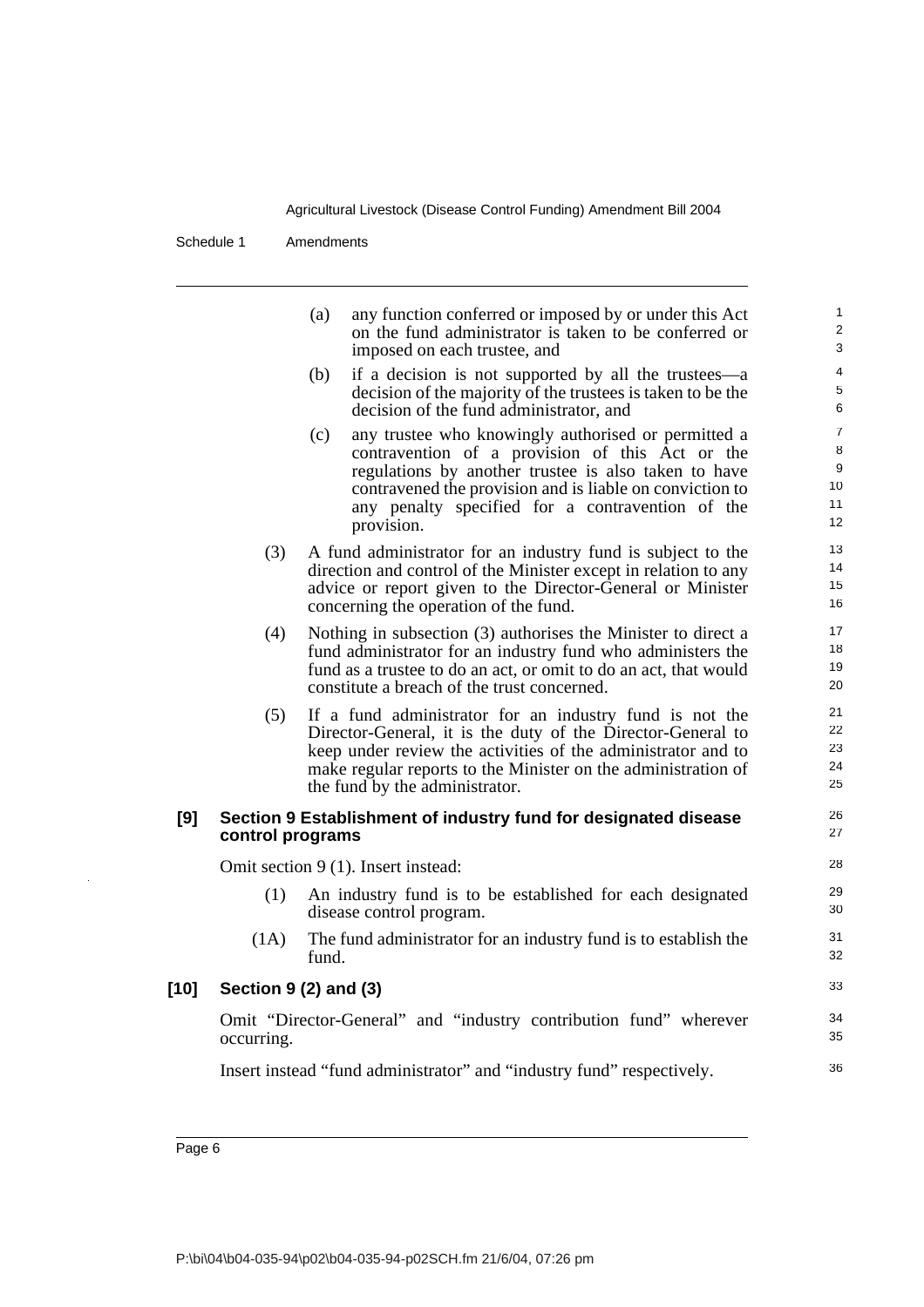(a) any function conferred or imposed by or under this Act on the fund administrator is taken to be conferred or imposed on each trustee, and

(b) if a decision is not supported by all the trustees—a decision of the majority of the trustees is taken to be the decision of the fund administrator, and

(c) any trustee who knowingly authorised or permitted a contravention of a provision of this Act or the regulations by another trustee is also taken to have contravened the provision and is liable on conviction to any penalty specified for a contravention of the provision.

(3) A fund administrator for an industry fund is subject to the direction and control of the Minister except in relation to any advice or report given to the Director-General or Minister concerning the operation of the fund.

(4) Nothing in subsection (3) authorises the Minister to direct a fund administrator for an industry fund who administers the fund as a trustee to do an act, or omit to do an act, that would constitute a breach of the trust concerned.

(5) If a fund administrator for an industry fund is not the Director-General, it is the duty of the Director-General to keep under review the activities of the administrator and to make regular reports to the Minister on the administration of the fund by the administrator.

**[9] Section 9 Establishment of industry fund for designated disease control programs**

Omit section 9 (1). Insert instead:

(1) An industry fund is to be established for each designated disease control program.

(1A) The fund administrator for an industry fund is to establish the fund.

**[10] Section 9 (2) and (3)**

Omit “Director-General” and “industry contribution fund” wherever occurring.

Insert instead “fund administrator” and “industry fund” respectively.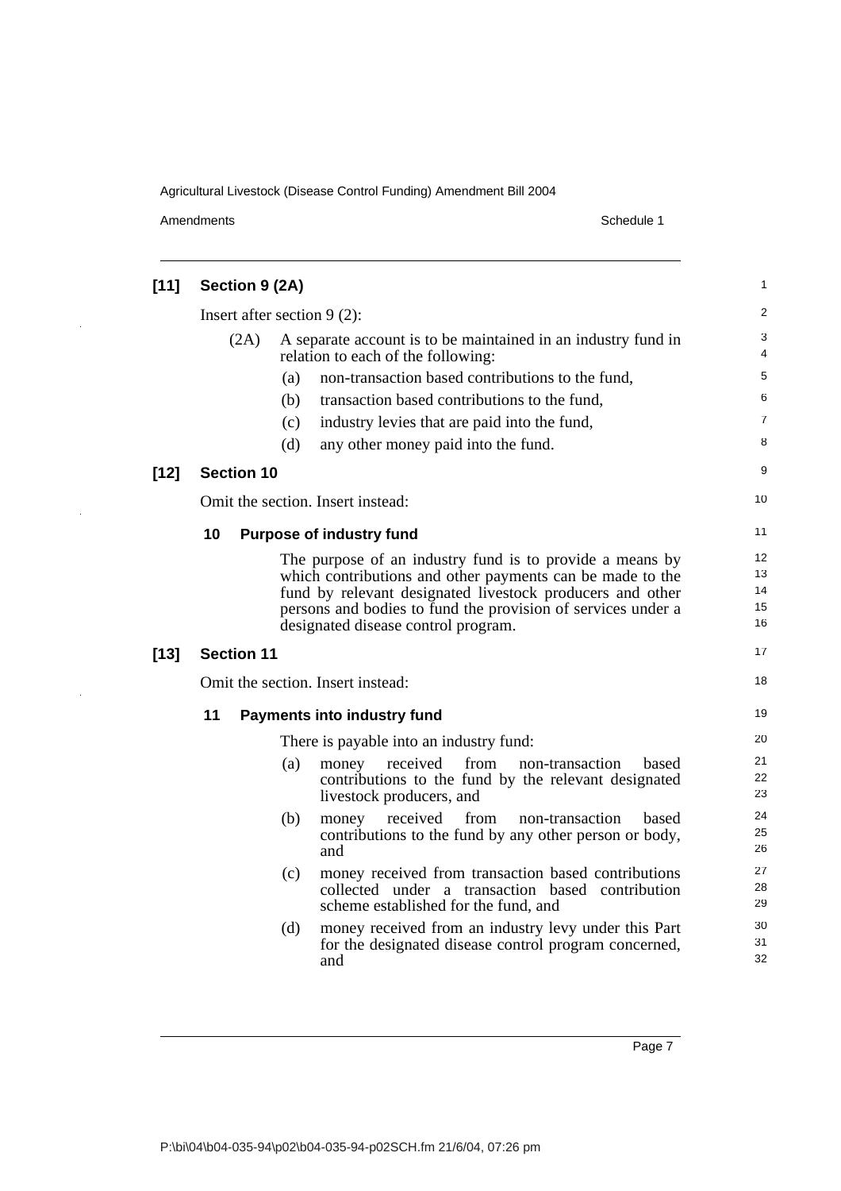**[11] Section 9 (2A)**

Insert after section 9 (2):

(2A) A separate account is to be maintained in an industry fund in relation to each of the following:

(a) non-transaction based contributions to the fund,

(b) transaction based contributions to the fund,

(c) industry levies that are paid into the fund,

(d) any other money paid into the fund.

**[12] Section 10**

Omit the section. Insert instead:

**10 Purpose of industry fund**

The purpose of an industry fund is to provide a means by which contributions and other payments can be made to the fund by relevant designated livestock producers and other persons and bodies to fund the provision of services under a designated disease control program.

**[13] Section 11**

Omit the section. Insert instead:

**11 Payments into industry fund**

There is payable into an industry fund:

(a) money received from non-transaction based contributions to the fund by the relevant designated livestock producers, and

(b) money received from non-transaction based contributions to the fund by any other person or body, and

(c) money received from transaction based contributions collected under a transaction based contribution scheme established for the fund, and

(d) money received from an industry levy under this Part for the designated disease control program concerned, and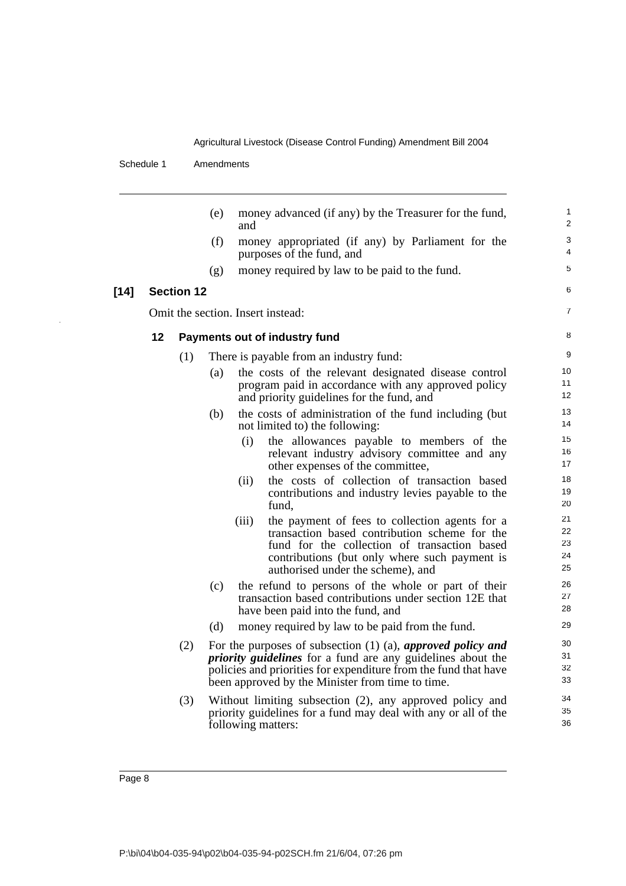(e) money advanced (if any) by the Treasurer for the fund, and

(f) money appropriated (if any) by Parliament for the purposes of the fund, and

(g) money required by law to be paid to the fund.

**[14] Section 12**

Omit the section. Insert instead:

**12 Payments out of industry fund**

(1) There is payable from an industry fund:

(a) the costs of the relevant designated disease control program paid in accordance with any approved policy and priority guidelines for the fund, and

(b) the costs of administration of the fund including (but not limited to) the following:

(i) the allowances payable to members of the relevant industry advisory committee and any other expenses of the committee,

(ii) the costs of collection of transaction based contributions and industry levies payable to the fund,

(iii) the payment of fees to collection agents for a transaction based contribution scheme for the fund for the collection of transaction based contributions (but only where such payment is authorised under the scheme), and

(c) the refund to persons of the whole or part of their transaction based contributions under section 12E that have been paid into the fund, and

(d) money required by law to be paid from the fund.

(2) For the purposes of subsection (1) (a), ***approved policy and priority guidelines*** for a fund are any guidelines about the policies and priorities for expenditure from the fund that have been approved by the Minister from time to time.

(3) Without limiting subsection (2), any approved policy and priority guidelines for a fund may deal with any or all of the following matters: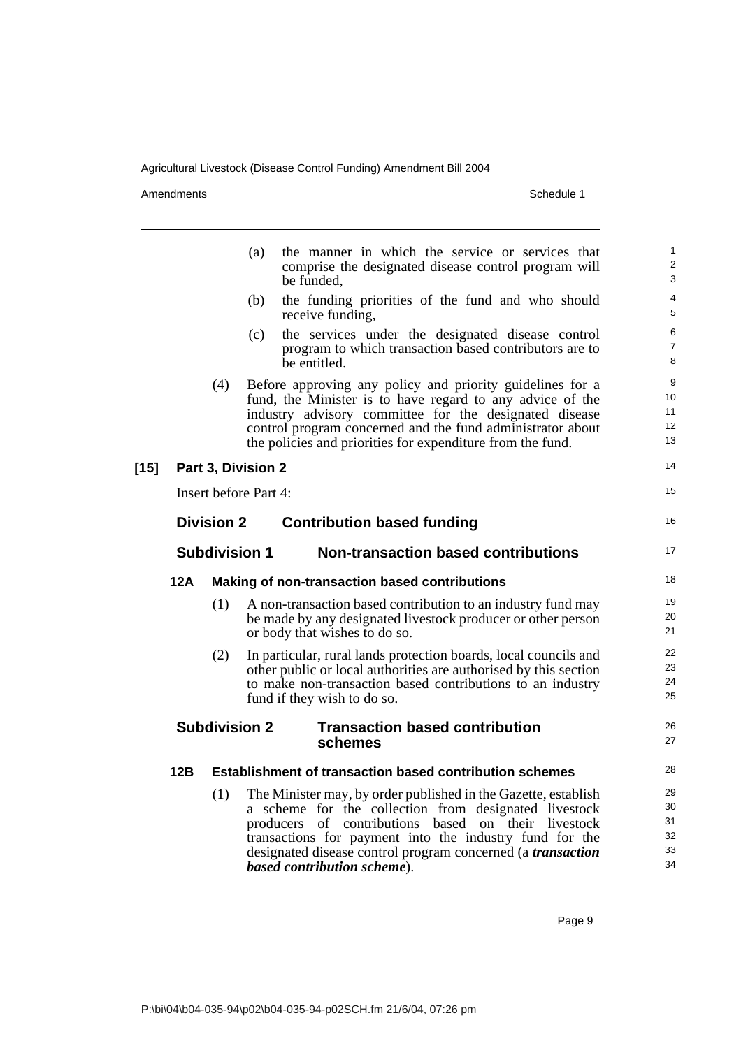(a) the manner in which the service or services that comprise the designated disease control program will be funded,

(b) the funding priorities of the fund and who should receive funding,

(c) the services under the designated disease control program to which transaction based contributors are to be entitled.

(4) Before approving any policy and priority guidelines for a fund, the Minister is to have regard to any advice of the industry advisory committee for the designated disease control program concerned and the fund administrator about the policies and priorities for expenditure from the fund.

**[15] Part 3, Division 2**

Insert before Part 4:

## Division 2 Contribution based funding

### Subdivision 1 Non-transaction based contributions

**12A Making of non-transaction based contributions**

(1) A non-transaction based contribution to an industry fund may be made by any designated livestock producer or other person or body that wishes to do so.

(2) In particular, rural lands protection boards, local councils and other public or local authorities are authorised by this section to make non-transaction based contributions to an industry fund if they wish to do so.

### Subdivision 2 Transaction based contribution schemes

**12B Establishment of transaction based contribution schemes**

(1) The Minister may, by order published in the Gazette, establish a scheme for the collection from designated livestock producers of contributions based on their livestock transactions for payment into the industry fund for the designated disease control program concerned (a ***transaction based contribution scheme***).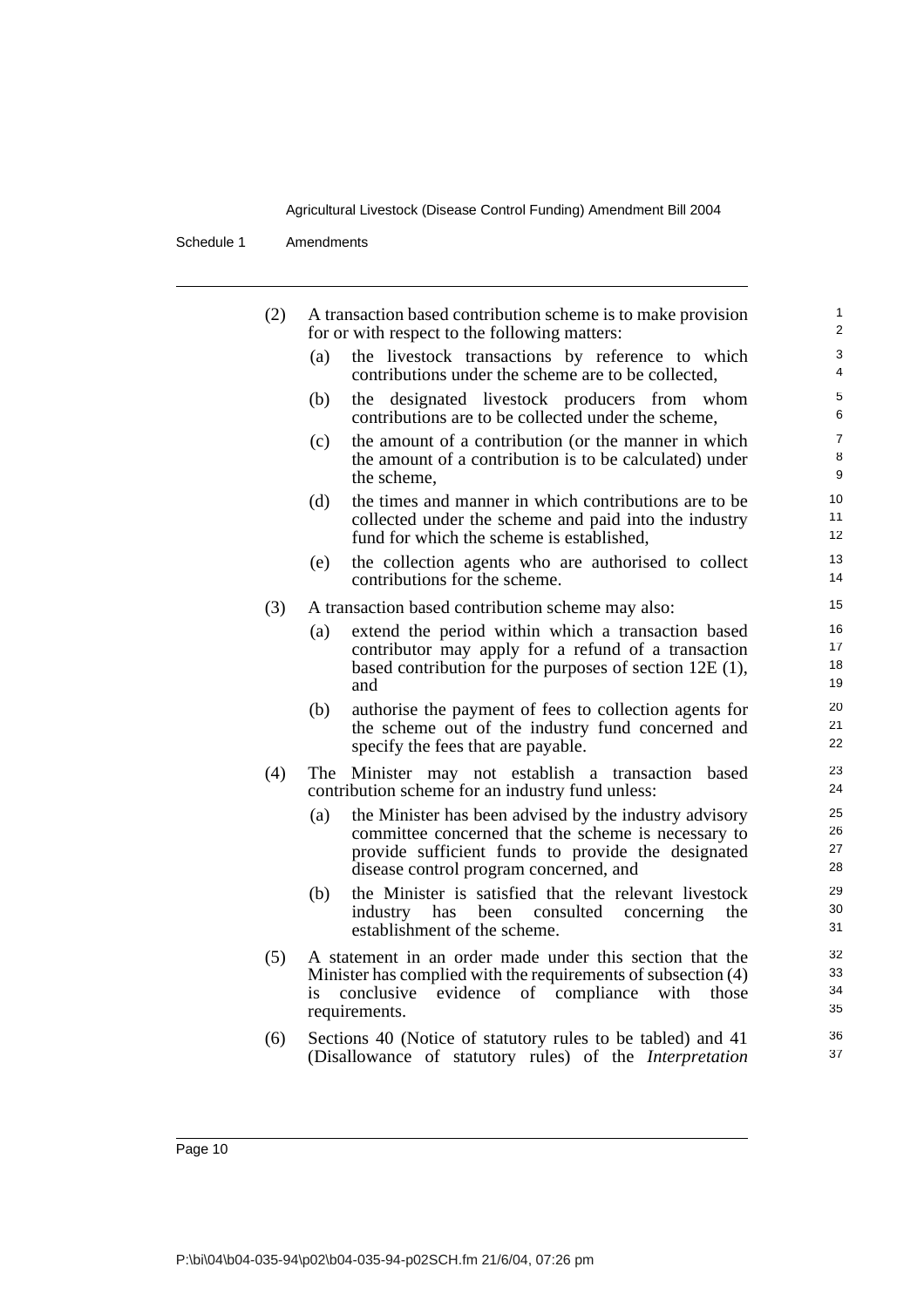(2) A transaction based contribution scheme is to make provision for or with respect to the following matters:

(a) the livestock transactions by reference to which contributions under the scheme are to be collected,

(b) the designated livestock producers from whom contributions are to be collected under the scheme,

(c) the amount of a contribution (or the manner in which the amount of a contribution is to be calculated) under the scheme,

(d) the times and manner in which contributions are to be collected under the scheme and paid into the industry fund for which the scheme is established,

(e) the collection agents who are authorised to collect contributions for the scheme.

(3) A transaction based contribution scheme may also:

(a) extend the period within which a transaction based contributor may apply for a refund of a transaction based contribution for the purposes of section 12E (1), and

(b) authorise the payment of fees to collection agents for the scheme out of the industry fund concerned and specify the fees that are payable.

(4) The Minister may not establish a transaction based contribution scheme for an industry fund unless:

(a) the Minister has been advised by the industry advisory committee concerned that the scheme is necessary to provide sufficient funds to provide the designated disease control program concerned, and

(b) the Minister is satisfied that the relevant livestock industry has been consulted concerning the establishment of the scheme.

(5) A statement in an order made under this section that the Minister has complied with the requirements of subsection (4) is conclusive evidence of compliance with those requirements.

(6) Sections 40 (Notice of statutory rules to be tabled) and 41 (Disallowance of statutory rules) of the *Interpretation*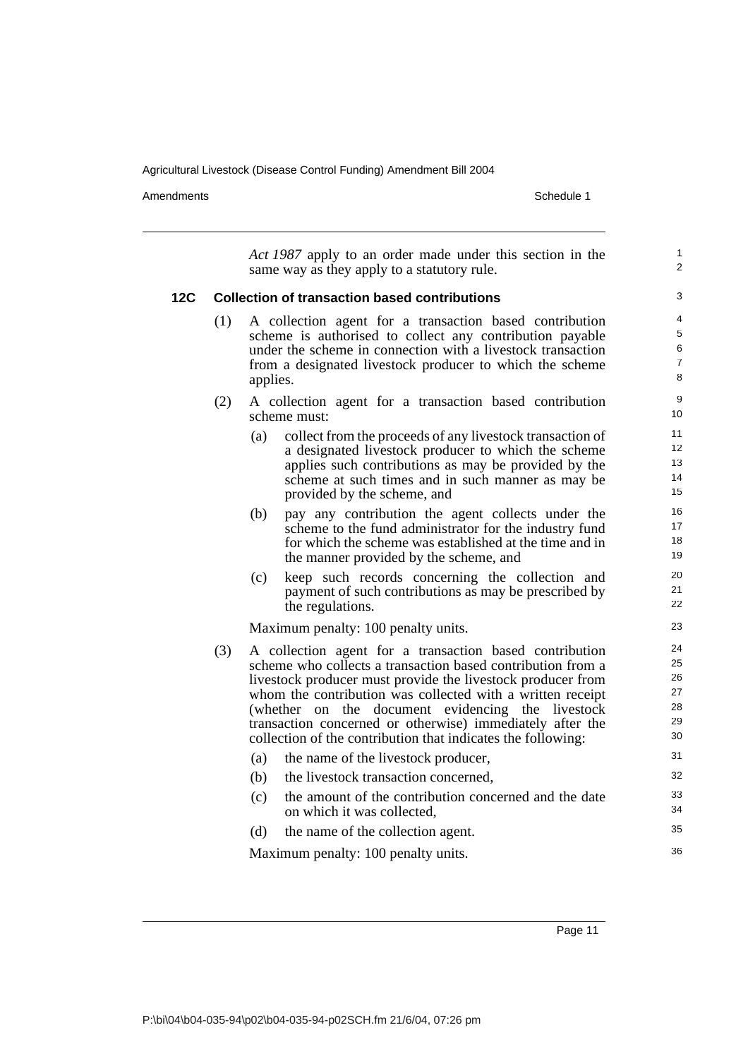*Act 1987* apply to an order made under this section in the same way as they apply to a statutory rule.

### 12C Collection of transaction based contributions

(1) A collection agent for a transaction based contribution scheme is authorised to collect any contribution payable under the scheme in connection with a livestock transaction from a designated livestock producer to which the scheme applies.

(2) A collection agent for a transaction based contribution scheme must:

(a) collect from the proceeds of any livestock transaction of a designated livestock producer to which the scheme applies such contributions as may be provided by the scheme at such times and in such manner as may be provided by the scheme, and

(b) pay any contribution the agent collects under the scheme to the fund administrator for the industry fund for which the scheme was established at the time and in the manner provided by the scheme, and

(c) keep such records concerning the collection and payment of such contributions as may be prescribed by the regulations.

Maximum penalty: 100 penalty units.

(3) A collection agent for a transaction based contribution scheme who collects a transaction based contribution from a livestock producer must provide the livestock producer from whom the contribution was collected with a written receipt (whether on the document evidencing the livestock transaction concerned or otherwise) immediately after the collection of the contribution that indicates the following:

(a) the name of the livestock producer,

(b) the livestock transaction concerned,

(c) the amount of the contribution concerned and the date on which it was collected,

(d) the name of the collection agent.

Maximum penalty: 100 penalty units.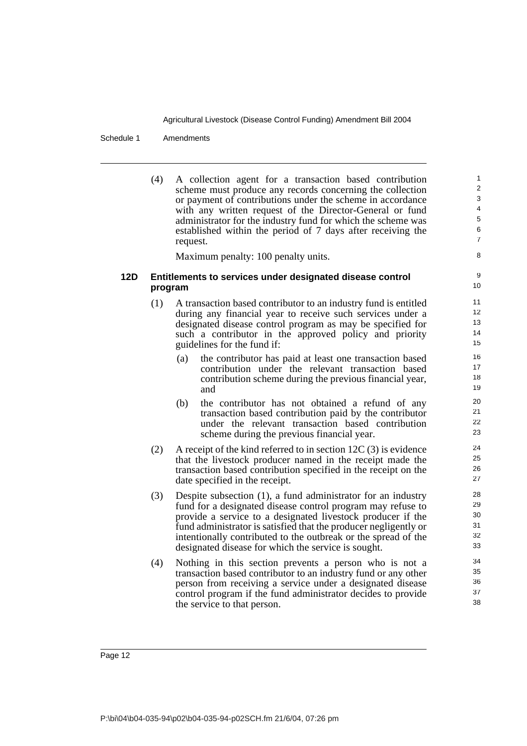(4) A collection agent for a transaction based contribution scheme must produce any records concerning the collection or payment of contributions under the scheme in accordance with any written request of the Director-General or fund administrator for the industry fund for which the scheme was established within the period of 7 days after receiving the request.

Maximum penalty: 100 penalty units.

### 12D Entitlements to services under designated disease control program

(1) A transaction based contributor to an industry fund is entitled during any financial year to receive such services under a designated disease control program as may be specified for such a contributor in the approved policy and priority guidelines for the fund if:

(a) the contributor has paid at least one transaction based contribution under the relevant transaction based contribution scheme during the previous financial year, and

(b) the contributor has not obtained a refund of any transaction based contribution paid by the contributor under the relevant transaction based contribution scheme during the previous financial year.

(2) A receipt of the kind referred to in section 12C (3) is evidence that the livestock producer named in the receipt made the transaction based contribution specified in the receipt on the date specified in the receipt.

(3) Despite subsection (1), a fund administrator for an industry fund for a designated disease control program may refuse to provide a service to a designated livestock producer if the fund administrator is satisfied that the producer negligently or intentionally contributed to the outbreak or the spread of the designated disease for which the service is sought.

(4) Nothing in this section prevents a person who is not a transaction based contributor to an industry fund or any other person from receiving a service under a designated disease control program if the fund administrator decides to provide the service to that person.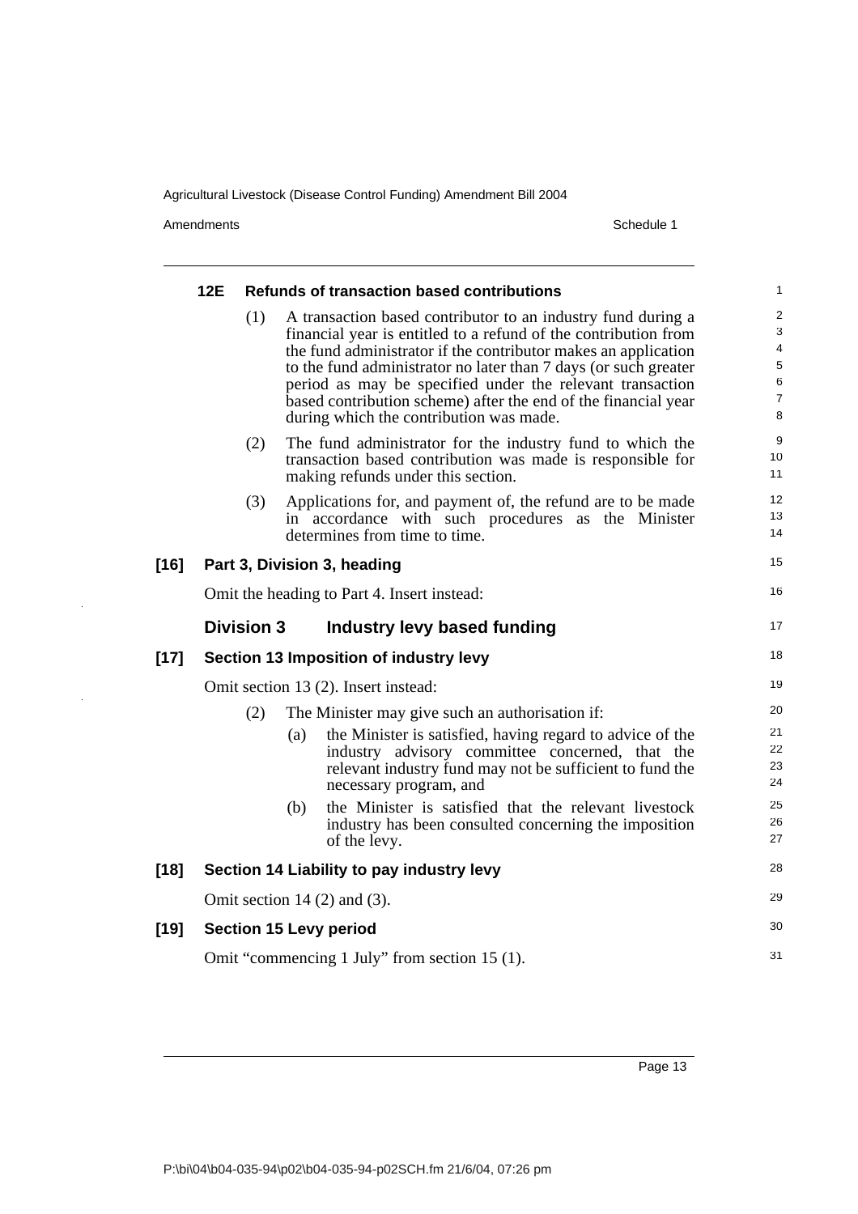### 12E Refunds of transaction based contributions

(1) A transaction based contributor to an industry fund during a financial year is entitled to a refund of the contribution from the fund administrator if the contributor makes an application to the fund administrator no later than 7 days (or such greater period as may be specified under the relevant transaction based contribution scheme) after the end of the financial year during which the contribution was made.

(2) The fund administrator for the industry fund to which the transaction based contribution was made is responsible for making refunds under this section.

(3) Applications for, and payment of, the refund are to be made in accordance with such procedures as the Minister determines from time to time.

## [16] Part 3, Division 3, heading

Omit the heading to Part 4. Insert instead:

## Division 3 Industry levy based funding

## [17] Section 13 Imposition of industry levy

Omit section 13 (2). Insert instead:

(2) The Minister may give such an authorisation if:

(a) the Minister is satisfied, having regard to advice of the industry advisory committee concerned, that the relevant industry fund may not be sufficient to fund the necessary program, and

(b) the Minister is satisfied that the relevant livestock industry has been consulted concerning the imposition of the levy.

## [18] Section 14 Liability to pay industry levy

Omit section 14 (2) and (3).

## [19] Section 15 Levy period

Omit "commencing 1 July" from section 15 (1).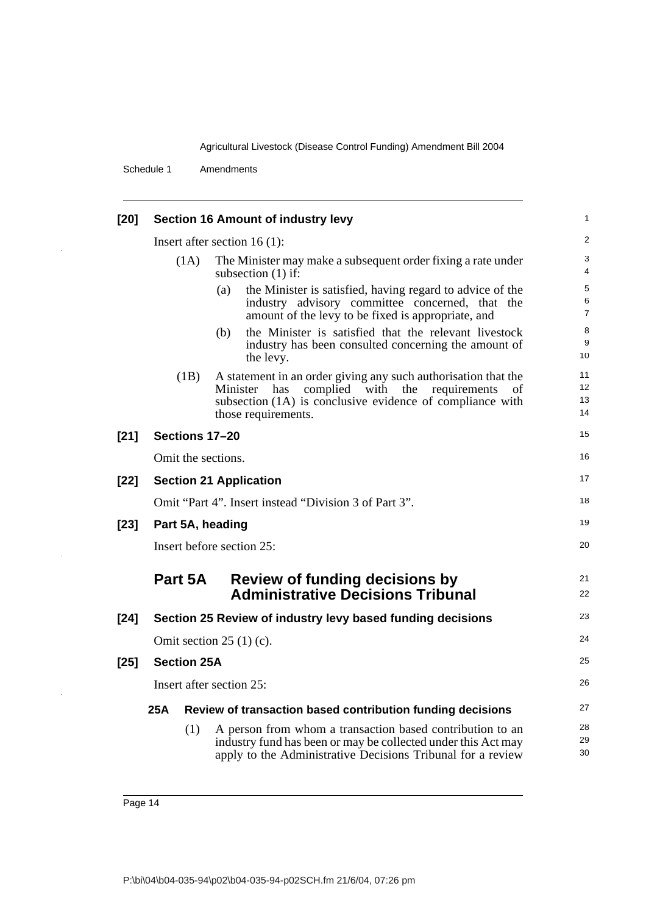**[20] Section 16 Amount of industry levy**

Insert after section 16 (1):

(1A) The Minister may make a subsequent order fixing a rate under subsection (1) if:

(a) the Minister is satisfied, having regard to advice of the industry advisory committee concerned, that the amount of the levy to be fixed is appropriate, and

(b) the Minister is satisfied that the relevant livestock industry has been consulted concerning the amount of the levy.

(1B) A statement in an order giving any such authorisation that the Minister has complied with the requirements of subsection (1A) is conclusive evidence of compliance with those requirements.

**[21] Sections 17–20**

Omit the sections.

**[22] Section 21 Application**

Omit "Part 4". Insert instead "Division 3 of Part 3".

**[23] Part 5A, heading**

Insert before section 25:

## Part 5A Review of funding decisions by Administrative Decisions Tribunal

**[24] Section 25 Review of industry levy based funding decisions**

Omit section 25 (1) (c).

**[25] Section 25A**

Insert after section 25:

### 25A Review of transaction based contribution funding decisions

(1) A person from whom a transaction based contribution to an industry fund has been or may be collected under this Act may apply to the Administrative Decisions Tribunal for a review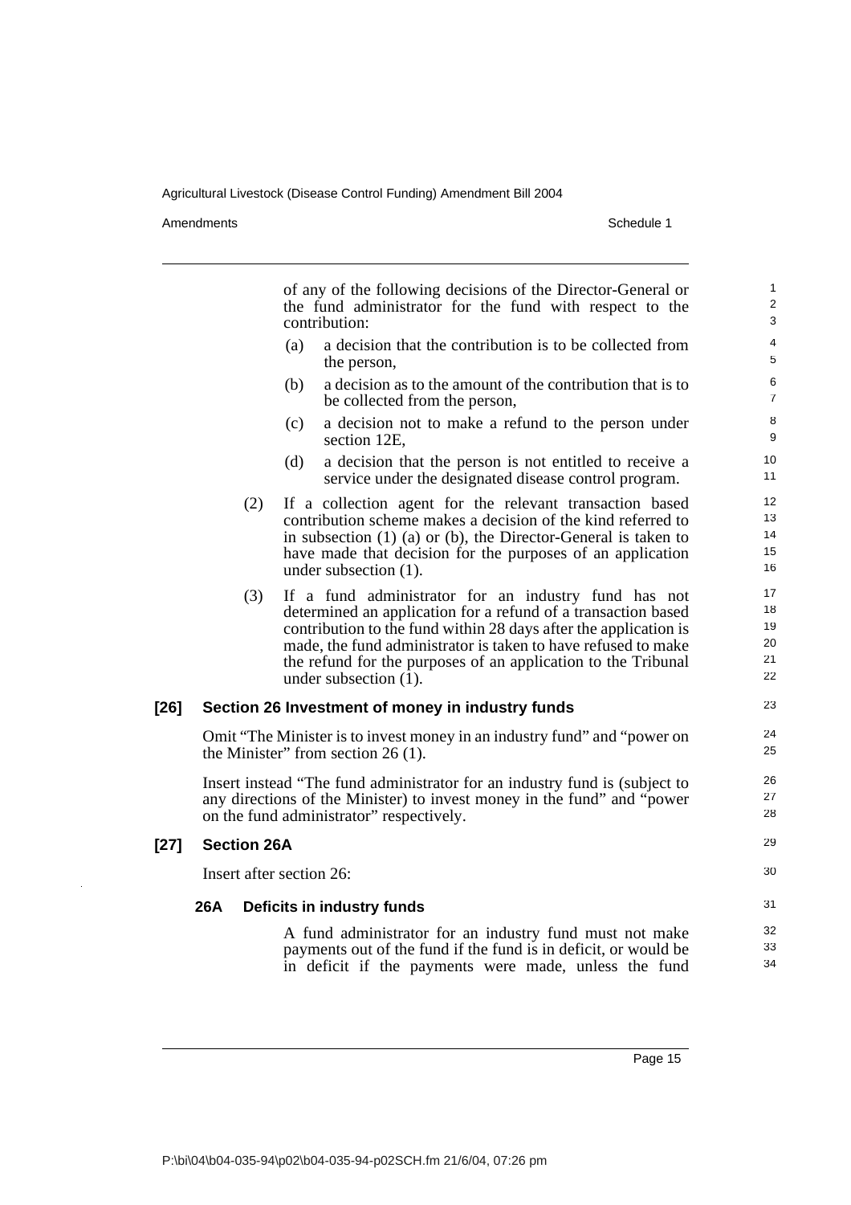of any of the following decisions of the Director-General or the fund administrator for the fund with respect to the contribution:

(a) a decision that the contribution is to be collected from the person,

(b) a decision as to the amount of the contribution that is to be collected from the person,

(c) a decision not to make a refund to the person under section 12E,

(d) a decision that the person is not entitled to receive a service under the designated disease control program.

(2) If a collection agent for the relevant transaction based contribution scheme makes a decision of the kind referred to in subsection (1) (a) or (b), the Director-General is taken to have made that decision for the purposes of an application under subsection (1).

(3) If a fund administrator for an industry fund has not determined an application for a refund of a transaction based contribution to the fund within 28 days after the application is made, the fund administrator is taken to have refused to make the refund for the purposes of an application to the Tribunal under subsection (1).

### [26] Section 26 Investment of money in industry funds

Omit "The Minister is to invest money in an industry fund" and "power on the Minister" from section 26 (1).

Insert instead "The fund administrator for an industry fund is (subject to any directions of the Minister) to invest money in the fund" and "power on the fund administrator" respectively.

### [27] Section 26A

Insert after section 26:

#### 26A Deficits in industry funds

A fund administrator for an industry fund must not make payments out of the fund if the fund is in deficit, or would be in deficit if the payments were made, unless the fund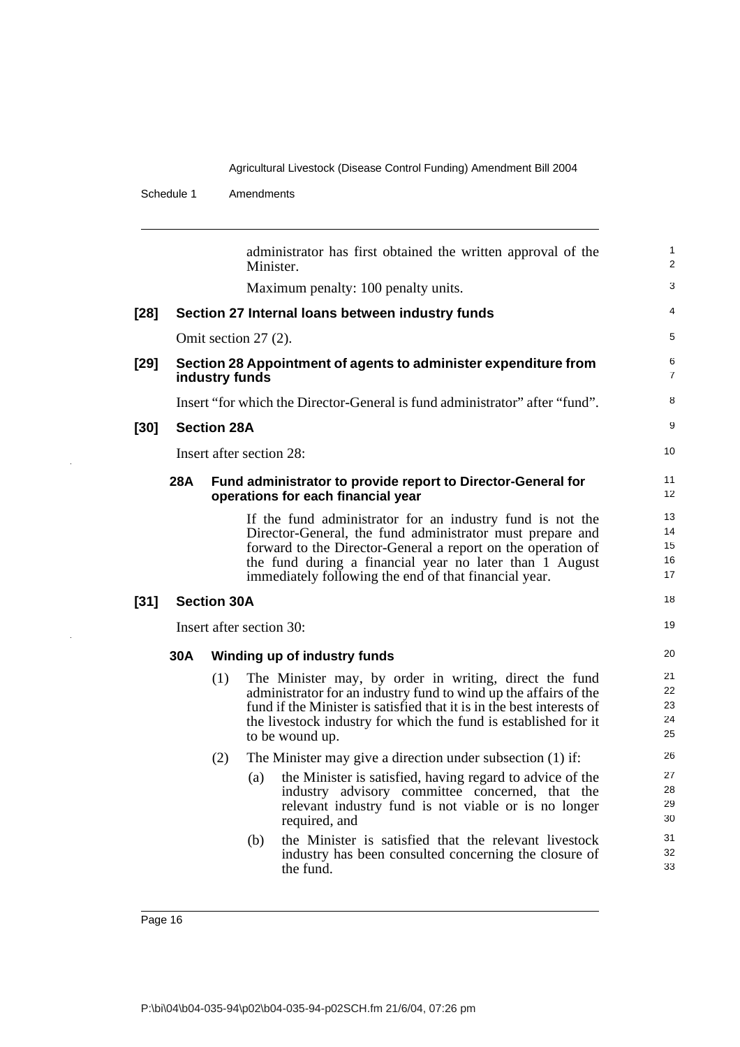administrator has first obtained the written approval of the Minister.

Maximum penalty: 100 penalty units.

**[28] Section 27 Internal loans between industry funds**

Omit section 27 (2).

**[29] Section 28 Appointment of agents to administer expenditure from industry funds**

Insert "for which the Director-General is fund administrator" after "fund".

**[30] Section 28A**

Insert after section 28:

**28A Fund administrator to provide report to Director-General for operations for each financial year**

If the fund administrator for an industry fund is not the Director-General, the fund administrator must prepare and forward to the Director-General a report on the operation of the fund during a financial year no later than 1 August immediately following the end of that financial year.

**[31] Section 30A**

Insert after section 30:

**30A Winding up of industry funds**

(1) The Minister may, by order in writing, direct the fund administrator for an industry fund to wind up the affairs of the fund if the Minister is satisfied that it is in the best interests of the livestock industry for which the fund is established for it to be wound up.

(2) The Minister may give a direction under subsection (1) if:

(a) the Minister is satisfied, having regard to advice of the industry advisory committee concerned, that the relevant industry fund is not viable or is no longer required, and

(b) the Minister is satisfied that the relevant livestock industry has been consulted concerning the closure of the fund.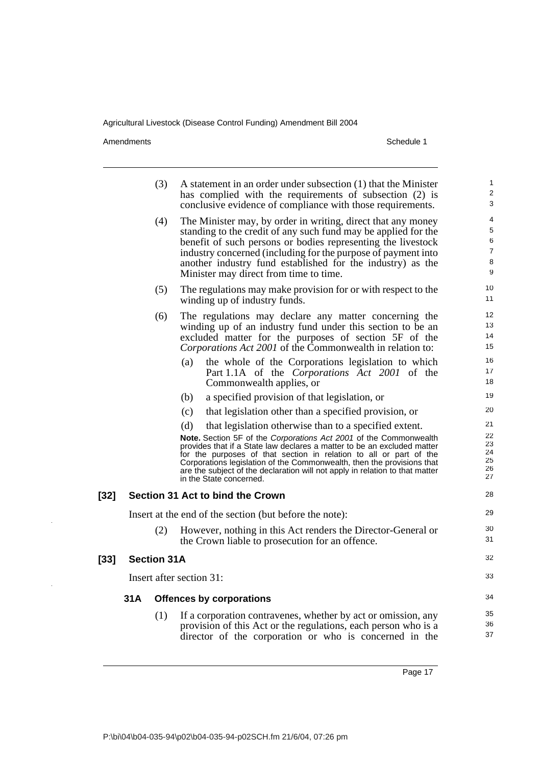(3) A statement in an order under subsection (1) that the Minister has complied with the requirements of subsection (2) is conclusive evidence of compliance with those requirements.

(4) The Minister may, by order in writing, direct that any money standing to the credit of any such fund may be applied for the benefit of such persons or bodies representing the livestock industry concerned (including for the purpose of payment into another industry fund established for the industry) as the Minister may direct from time to time.

(5) The regulations may make provision for or with respect to the winding up of industry funds.

(6) The regulations may declare any matter concerning the winding up of an industry fund under this section to be an excluded matter for the purposes of section 5F of the *Corporations Act 2001* of the Commonwealth in relation to:

- (a) the whole of the Corporations legislation to which Part 1.1A of the *Corporations Act 2001* of the Commonwealth applies, or
- (b) a specified provision of that legislation, or
- (c) that legislation other than a specified provision, or
- (d) that legislation otherwise than to a specified extent.

**Note.** Section 5F of the *Corporations Act 2001* of the Commonwealth provides that if a State law declares a matter to be an excluded matter for the purposes of that section in relation to all or part of the Corporations legislation of the Commonwealth, then the provisions that are the subject of the declaration will not apply in relation to that matter in the State concerned.

## [32] Section 31 Act to bind the Crown

Insert at the end of the section (but before the note):

(2) However, nothing in this Act renders the Director-General or the Crown liable to prosecution for an offence.

## [33] Section 31A

Insert after section 31:

### 31A Offences by corporations

(1) If a corporation contravenes, whether by act or omission, any provision of this Act or the regulations, each person who is a director of the corporation or who is concerned in the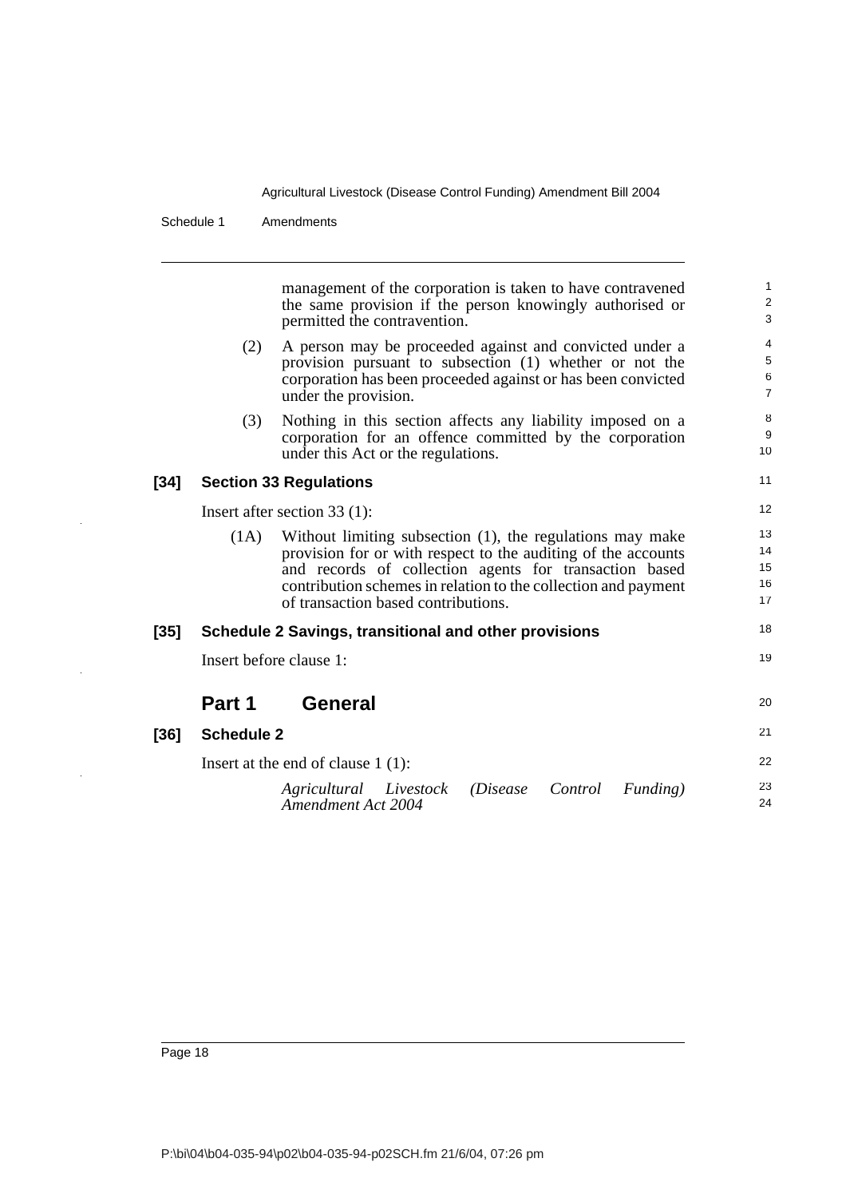management of the corporation is taken to have contravened the same provision if the person knowingly authorised or permitted the contravention.

(2) A person may be proceeded against and convicted under a provision pursuant to subsection (1) whether or not the corporation has been proceeded against or has been convicted under the provision.

(3) Nothing in this section affects any liability imposed on a corporation for an offence committed by the corporation under this Act or the regulations.

### [34] Section 33 Regulations

Insert after section 33 (1):

(1A) Without limiting subsection (1), the regulations may make provision for or with respect to the auditing of the accounts and records of collection agents for transaction based contribution schemes in relation to the collection and payment of transaction based contributions.

### [35] Schedule 2 Savings, transitional and other provisions

Insert before clause 1:

## Part 1 General

### [36] Schedule 2

Insert at the end of clause 1 (1):

*Agricultural Livestock (Disease Control Funding) Amendment Act 2004*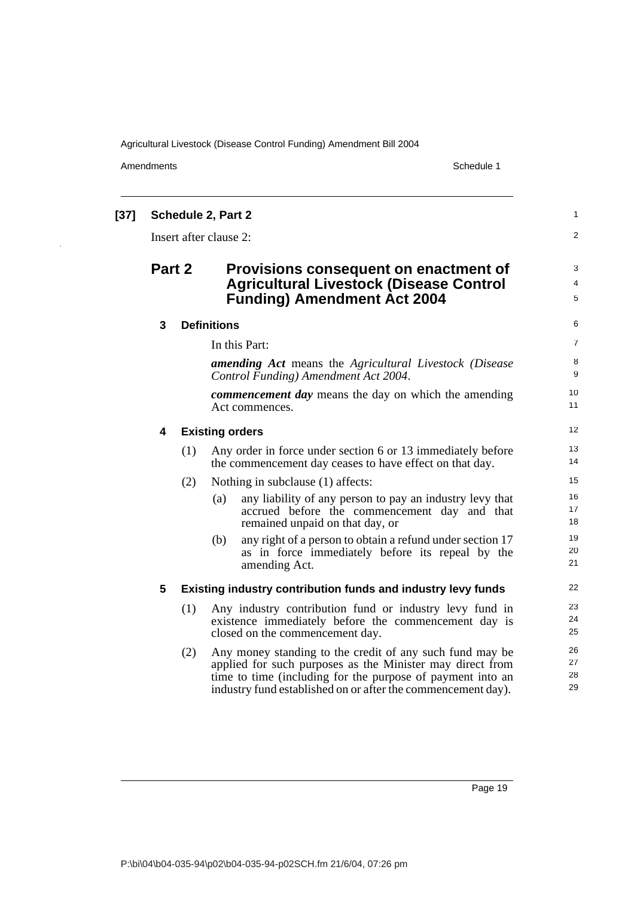**[37] Schedule 2, Part 2**

Insert after clause 2:

## Part 2 Provisions consequent on enactment of Agricultural Livestock (Disease Control Funding) Amendment Act 2004

### 3 Definitions

In this Part:

***amending Act*** means the *Agricultural Livestock (Disease Control Funding) Amendment Act 2004*.

***commencement day*** means the day on which the amending Act commences.

### 4 Existing orders

(1) Any order in force under section 6 or 13 immediately before the commencement day ceases to have effect on that day.

(2) Nothing in subclause (1) affects:

(a) any liability of any person to pay an industry levy that accrued before the commencement day and that remained unpaid on that day, or

(b) any right of a person to obtain a refund under section 17 as in force immediately before its repeal by the amending Act.

### 5 Existing industry contribution funds and industry levy funds

(1) Any industry contribution fund or industry levy fund in existence immediately before the commencement day is closed on the commencement day.

(2) Any money standing to the credit of any such fund may be applied for such purposes as the Minister may direct from time to time (including for the purpose of payment into an industry fund established on or after the commencement day).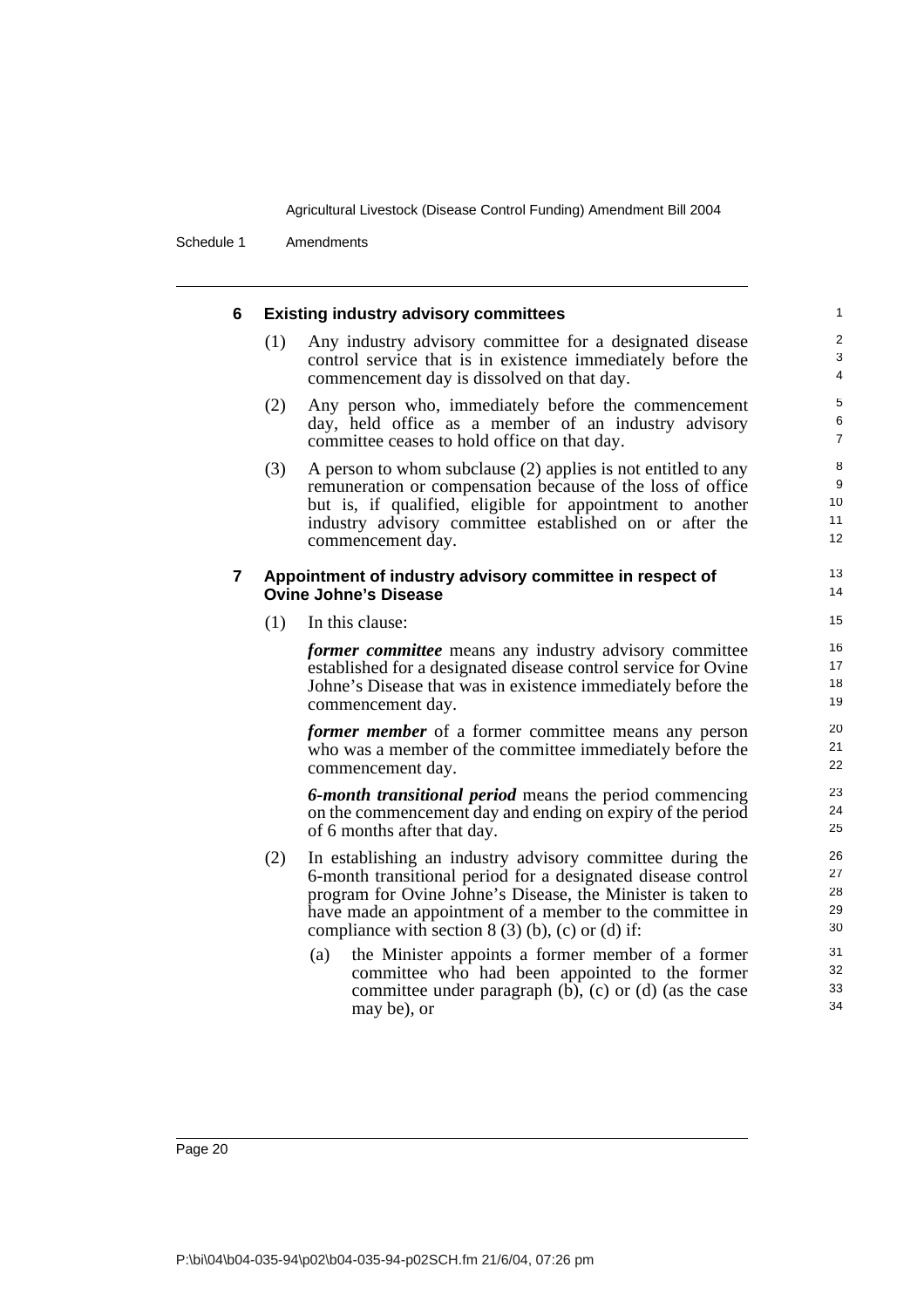### 6 Existing industry advisory committees

(1) Any industry advisory committee for a designated disease control service that is in existence immediately before the commencement day is dissolved on that day.

(2) Any person who, immediately before the commencement day, held office as a member of an industry advisory committee ceases to hold office on that day.

(3) A person to whom subclause (2) applies is not entitled to any remuneration or compensation because of the loss of office but is, if qualified, eligible for appointment to another industry advisory committee established on or after the commencement day.

### 7 Appointment of industry advisory committee in respect of Ovine Johne's Disease

(1) In this clause:

***former committee*** means any industry advisory committee established for a designated disease control service for Ovine Johne's Disease that was in existence immediately before the commencement day.

***former member*** of a former committee means any person who was a member of the committee immediately before the commencement day.

***6-month transitional period*** means the period commencing on the commencement day and ending on expiry of the period of 6 months after that day.

(2) In establishing an industry advisory committee during the 6-month transitional period for a designated disease control program for Ovine Johne's Disease, the Minister is taken to have made an appointment of a member to the committee in compliance with section 8 (3) (b), (c) or (d) if:

(a) the Minister appoints a former member of a former committee who had been appointed to the former committee under paragraph (b), (c) or (d) (as the case may be), or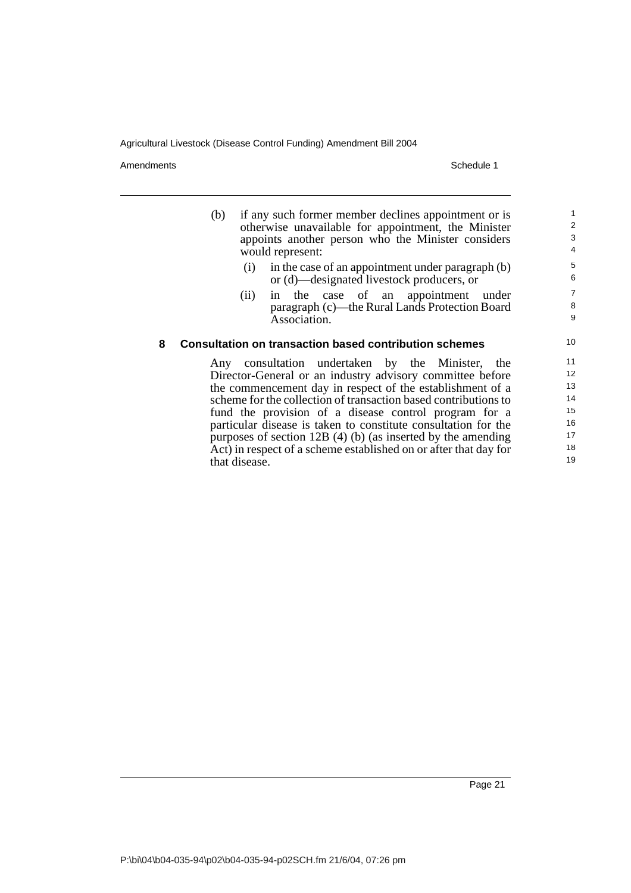(b) if any such former member declines appointment or is otherwise unavailable for appointment, the Minister appoints another person who the Minister considers would represent:

   (i) in the case of an appointment under paragraph (b) or (d)—designated livestock producers, or

   (ii) in the case of an appointment under paragraph (c)—the Rural Lands Protection Board Association.

### 8 Consultation on transaction based contribution schemes

Any consultation undertaken by the Minister, the Director-General or an industry advisory committee before the commencement day in respect of the establishment of a scheme for the collection of transaction based contributions to fund the provision of a disease control program for a particular disease is taken to constitute consultation for the purposes of section 12B (4) (b) (as inserted by the amending Act) in respect of a scheme established on or after that day for that disease.